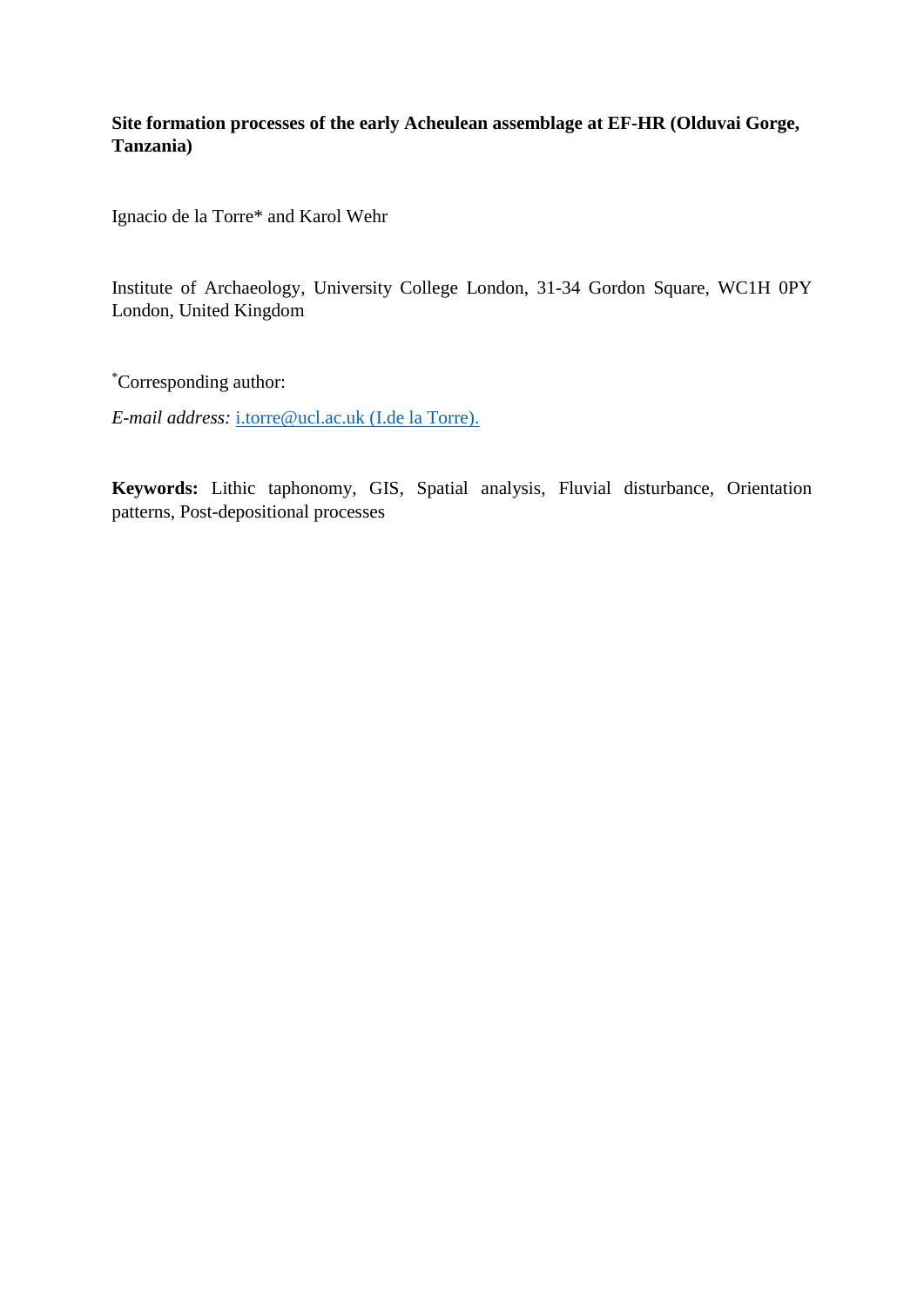**Site formation processes of the early Acheulean assemblage at EF-HR (Olduvai Gorge, Tanzania)**

Ignacio de la Torre* and Karol Wehr

Institute of Archaeology, University College London, 31-34 Gordon Square, WC1H 0PY London, United Kingdom

*Corresponding author:

*E-mail address:* i.torre@ucl.ac.uk (I.de la Torre).

**Keywords:** Lithic taphonomy, GIS, Spatial analysis, Fluvial disturbance, Orientation patterns, Post-depositional processes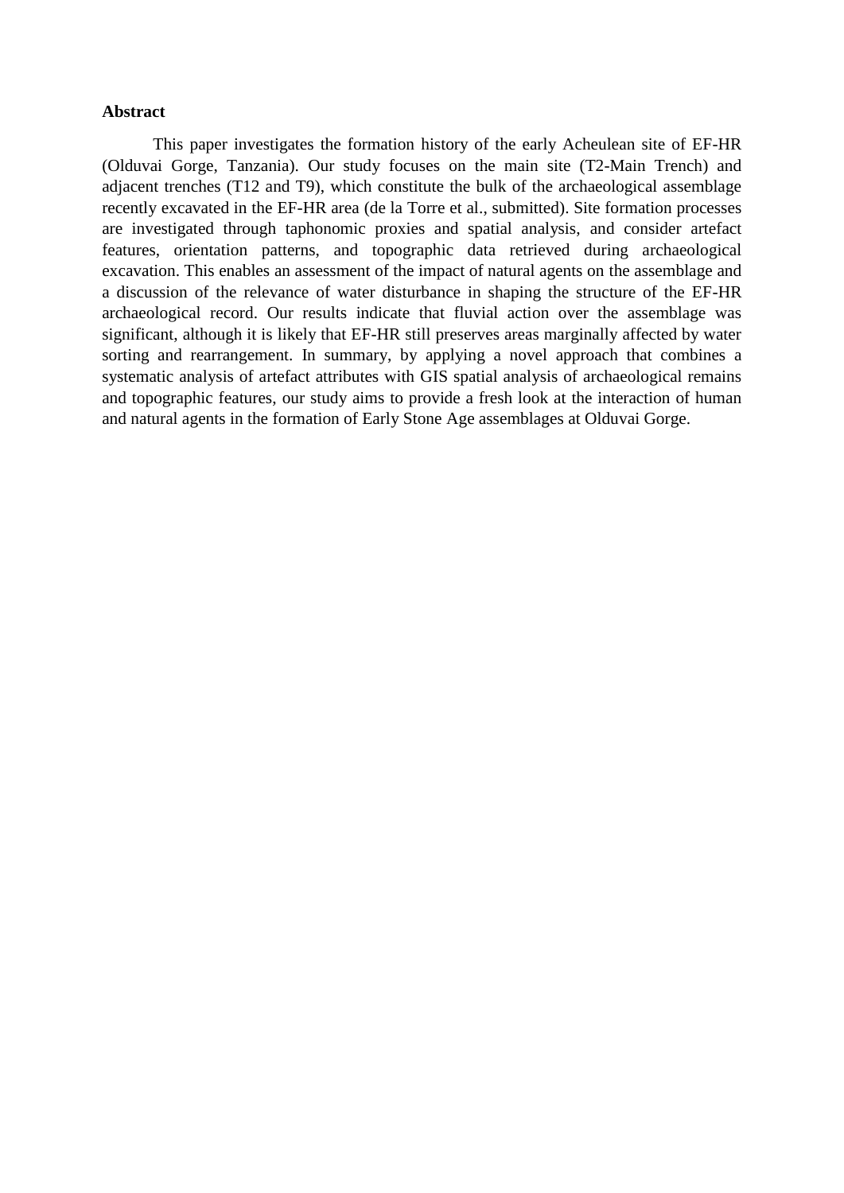**Abstract**

This paper investigates the formation history of the early Acheulean site of EF-HR (Olduvai Gorge, Tanzania). Our study focuses on the main site (T2-Main Trench) and adjacent trenches (T12 and T9), which constitute the bulk of the archaeological assemblage recently excavated in the EF-HR area (de la Torre et al., submitted). Site formation processes are investigated through taphonomic proxies and spatial analysis, and consider artefact features, orientation patterns, and topographic data retrieved during archaeological excavation. This enables an assessment of the impact of natural agents on the assemblage and a discussion of the relevance of water disturbance in shaping the structure of the EF-HR archaeological record. Our results indicate that fluvial action over the assemblage was significant, although it is likely that EF-HR still preserves areas marginally affected by water sorting and rearrangement. In summary, by applying a novel approach that combines a systematic analysis of artefact attributes with GIS spatial analysis of archaeological remains and topographic features, our study aims to provide a fresh look at the interaction of human and natural agents in the formation of Early Stone Age assemblages at Olduvai Gorge.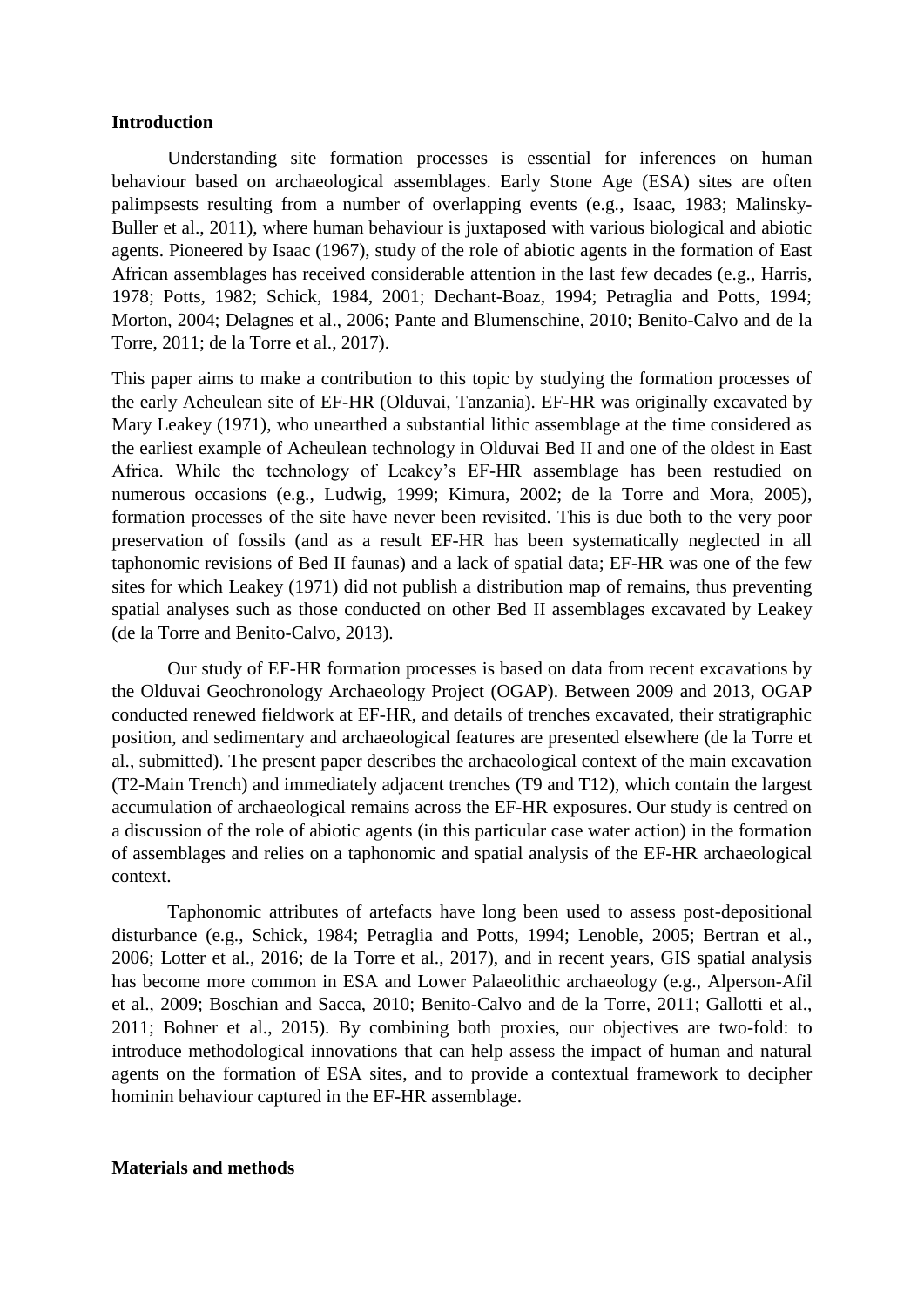## Introduction

Understanding site formation processes is essential for inferences on human behaviour based on archaeological assemblages. Early Stone Age (ESA) sites are often palimpsests resulting from a number of overlapping events (e.g., Isaac, 1983; Malinsky-Buller et al., 2011), where human behaviour is juxtaposed with various biological and abiotic agents. Pioneered by Isaac (1967), study of the role of abiotic agents in the formation of East African assemblages has received considerable attention in the last few decades (e.g., Harris, 1978; Potts, 1982; Schick, 1984, 2001; Dechant-Boaz, 1994; Petraglia and Potts, 1994; Morton, 2004; Delagnes et al., 2006; Pante and Blumenschine, 2010; Benito-Calvo and de la Torre, 2011; de la Torre et al., 2017).

This paper aims to make a contribution to this topic by studying the formation processes of the early Acheulean site of EF-HR (Olduvai, Tanzania). EF-HR was originally excavated by Mary Leakey (1971), who unearthed a substantial lithic assemblage at the time considered as the earliest example of Acheulean technology in Olduvai Bed II and one of the oldest in East Africa. While the technology of Leakey's EF-HR assemblage has been restudied on numerous occasions (e.g., Ludwig, 1999; Kimura, 2002; de la Torre and Mora, 2005), formation processes of the site have never been revisited. This is due both to the very poor preservation of fossils (and as a result EF-HR has been systematically neglected in all taphonomic revisions of Bed II faunas) and a lack of spatial data; EF-HR was one of the few sites for which Leakey (1971) did not publish a distribution map of remains, thus preventing spatial analyses such as those conducted on other Bed II assemblages excavated by Leakey (de la Torre and Benito-Calvo, 2013).

Our study of EF-HR formation processes is based on data from recent excavations by the Olduvai Geochronology Archaeology Project (OGAP). Between 2009 and 2013, OGAP conducted renewed fieldwork at EF-HR, and details of trenches excavated, their stratigraphic position, and sedimentary and archaeological features are presented elsewhere (de la Torre et al., submitted). The present paper describes the archaeological context of the main excavation (T2-Main Trench) and immediately adjacent trenches (T9 and T12), which contain the largest accumulation of archaeological remains across the EF-HR exposures. Our study is centred on a discussion of the role of abiotic agents (in this particular case water action) in the formation of assemblages and relies on a taphonomic and spatial analysis of the EF-HR archaeological context.

Taphonomic attributes of artefacts have long been used to assess post-depositional disturbance (e.g., Schick, 1984; Petraglia and Potts, 1994; Lenoble, 2005; Bertran et al., 2006; Lotter et al., 2016; de la Torre et al., 2017), and in recent years, GIS spatial analysis has become more common in ESA and Lower Palaeolithic archaeology (e.g., Alperson-Afil et al., 2009; Boschian and Sacca, 2010; Benito-Calvo and de la Torre, 2011; Gallotti et al., 2011; Bohner et al., 2015). By combining both proxies, our objectives are two-fold: to introduce methodological innovations that can help assess the impact of human and natural agents on the formation of ESA sites, and to provide a contextual framework to decipher hominin behaviour captured in the EF-HR assemblage.

## Materials and methods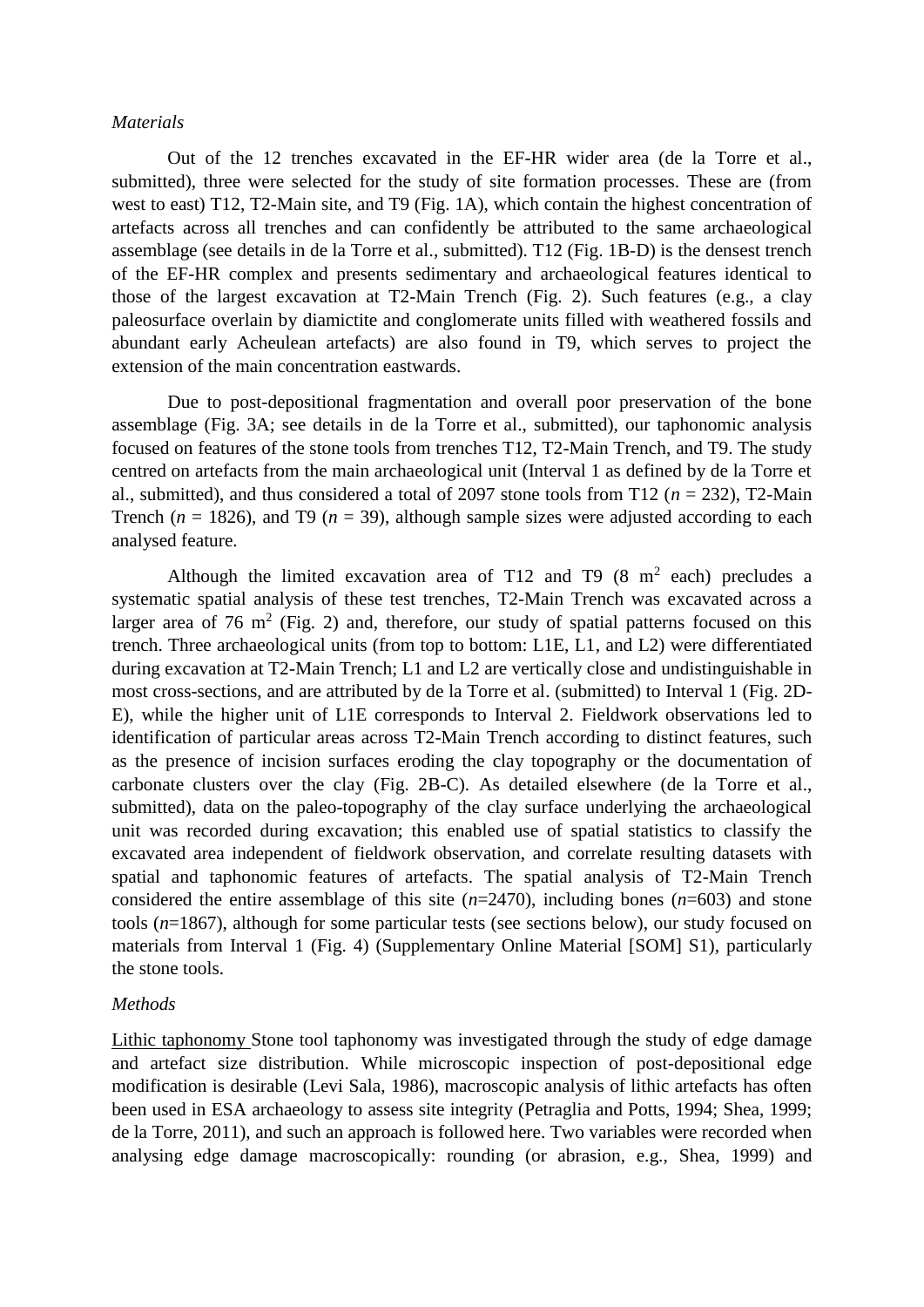*Materials*

Out of the 12 trenches excavated in the EF-HR wider area (de la Torre et al., submitted), three were selected for the study of site formation processes. These are (from west to east) T12, T2-Main site, and T9 (Fig. 1A), which contain the highest concentration of artefacts across all trenches and can confidently be attributed to the same archaeological assemblage (see details in de la Torre et al., submitted). T12 (Fig. 1B-D) is the densest trench of the EF-HR complex and presents sedimentary and archaeological features identical to those of the largest excavation at T2-Main Trench (Fig. 2). Such features (e.g., a clay paleosurface overlain by diamictite and conglomerate units filled with weathered fossils and abundant early Acheulean artefacts) are also found in T9, which serves to project the extension of the main concentration eastwards.

Due to post-depositional fragmentation and overall poor preservation of the bone assemblage (Fig. 3A; see details in de la Torre et al., submitted), our taphonomic analysis focused on features of the stone tools from trenches T12, T2-Main Trench, and T9. The study centred on artefacts from the main archaeological unit (Interval 1 as defined by de la Torre et al., submitted), and thus considered a total of 2097 stone tools from T12 ($n$ = 232), T2-Main Trench ($n$ = 1826), and T9 ($n$ = 39), although sample sizes were adjusted according to each analysed feature.

Although the limited excavation area of T12 and T9 (8 m$^2$ each) precludes a systematic spatial analysis of these test trenches, T2-Main Trench was excavated across a larger area of 76 m$^2$ (Fig. 2) and, therefore, our study of spatial patterns focused on this trench. Three archaeological units (from top to bottom: L1E, L1, and L2) were differentiated during excavation at T2-Main Trench; L1 and L2 are vertically close and undistinguishable in most cross-sections, and are attributed by de la Torre et al. (submitted) to Interval 1 (Fig. 2D-E), while the higher unit of L1E corresponds to Interval 2. Fieldwork observations led to identification of particular areas across T2-Main Trench according to distinct features, such as the presence of incision surfaces eroding the clay topography or the documentation of carbonate clusters over the clay (Fig. 2B-C). As detailed elsewhere (de la Torre et al., submitted), data on the paleo-topography of the clay surface underlying the archaeological unit was recorded during excavation; this enabled use of spatial statistics to classify the excavated area independent of fieldwork observation, and correlate resulting datasets with spatial and taphonomic features of artefacts. The spatial analysis of T2-Main Trench considered the entire assemblage of this site ($n$=2470), including bones ($n$=603) and stone tools ($n$=1867), although for some particular tests (see sections below), our study focused on materials from Interval 1 (Fig. 4) (Supplementary Online Material [SOM] S1), particularly the stone tools.

*Methods*

Lithic taphonomy Stone tool taphonomy was investigated through the study of edge damage and artefact size distribution. While microscopic inspection of post-depositional edge modification is desirable (Levi Sala, 1986), macroscopic analysis of lithic artefacts has often been used in ESA archaeology to assess site integrity (Petraglia and Potts, 1994; Shea, 1999; de la Torre, 2011), and such an approach is followed here. Two variables were recorded when analysing edge damage macroscopically: rounding (or abrasion, e.g., Shea, 1999) and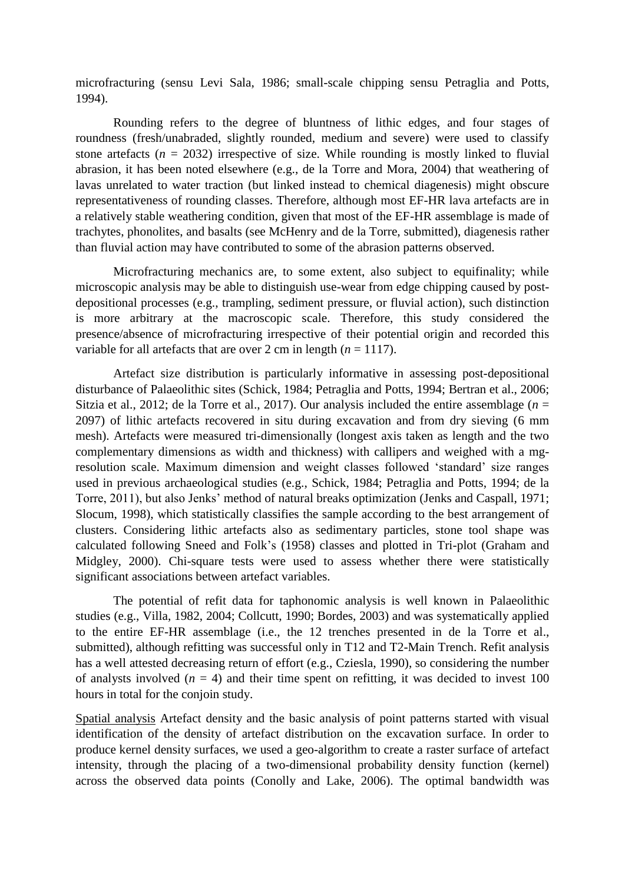microfracturing (sensu Levi Sala, 1986; small-scale chipping sensu Petraglia and Potts, 1994).

Rounding refers to the degree of bluntness of lithic edges, and four stages of roundness (fresh/unabraded, slightly rounded, medium and severe) were used to classify stone artefacts (*n* = 2032) irrespective of size. While rounding is mostly linked to fluvial abrasion, it has been noted elsewhere (e.g., de la Torre and Mora, 2004) that weathering of lavas unrelated to water traction (but linked instead to chemical diagenesis) might obscure representativeness of rounding classes. Therefore, although most EF-HR lava artefacts are in a relatively stable weathering condition, given that most of the EF-HR assemblage is made of trachytes, phonolites, and basalts (see McHenry and de la Torre, submitted), diagenesis rather than fluvial action may have contributed to some of the abrasion patterns observed.

Microfracturing mechanics are, to some extent, also subject to equifinality; while microscopic analysis may be able to distinguish use-wear from edge chipping caused by post-depositional processes (e.g., trampling, sediment pressure, or fluvial action), such distinction is more arbitrary at the macroscopic scale. Therefore, this study considered the presence/absence of microfracturing irrespective of their potential origin and recorded this variable for all artefacts that are over 2 cm in length (*n* = 1117).

Artefact size distribution is particularly informative in assessing post-depositional disturbance of Palaeolithic sites (Schick, 1984; Petraglia and Potts, 1994; Bertran et al., 2006; Sitzia et al., 2012; de la Torre et al., 2017). Our analysis included the entire assemblage (*n* = 2097) of lithic artefacts recovered in situ during excavation and from dry sieving (6 mm mesh). Artefacts were measured tri-dimensionally (longest axis taken as length and the two complementary dimensions as width and thickness) with callipers and weighed with a mg-resolution scale. Maximum dimension and weight classes followed 'standard' size ranges used in previous archaeological studies (e.g., Schick, 1984; Petraglia and Potts, 1994; de la Torre, 2011), but also Jenks' method of natural breaks optimization (Jenks and Caspall, 1971; Slocum, 1998), which statistically classifies the sample according to the best arrangement of clusters. Considering lithic artefacts also as sedimentary particles, stone tool shape was calculated following Sneed and Folk's (1958) classes and plotted in Tri-plot (Graham and Midgley, 2000). Chi-square tests were used to assess whether there were statistically significant associations between artefact variables.

The potential of refit data for taphonomic analysis is well known in Palaeolithic studies (e.g., Villa, 1982, 2004; Collcutt, 1990; Bordes, 2003) and was systematically applied to the entire EF-HR assemblage (i.e., the 12 trenches presented in de la Torre et al., submitted), although refitting was successful only in T12 and T2-Main Trench. Refit analysis has a well attested decreasing return of effort (e.g., Cziesla, 1990), so considering the number of analysts involved (*n* = 4) and their time spent on refitting, it was decided to invest 100 hours in total for the conjoin study.

Spatial analysis Artefact density and the basic analysis of point patterns started with visual identification of the density of artefact distribution on the excavation surface. In order to produce kernel density surfaces, we used a geo-algorithm to create a raster surface of artefact intensity, through the placing of a two-dimensional probability density function (kernel) across the observed data points (Conolly and Lake, 2006). The optimal bandwidth was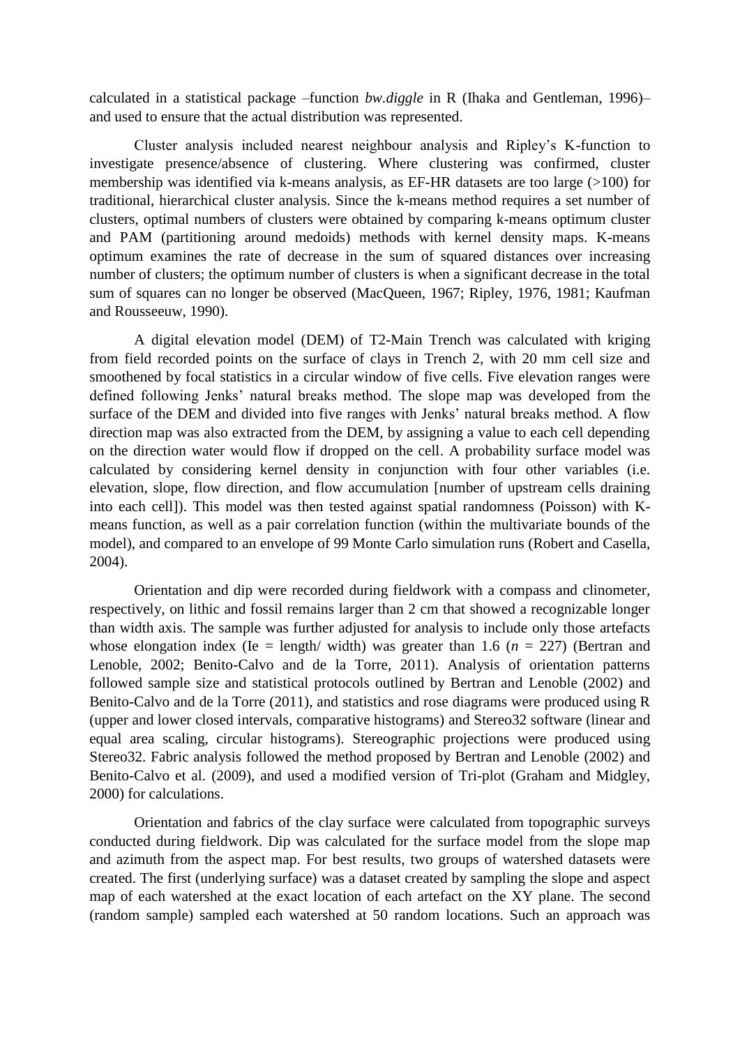calculated in a statistical package –function *bw.diggle* in R (Ihaka and Gentleman, 1996)– and used to ensure that the actual distribution was represented.

Cluster analysis included nearest neighbour analysis and Ripley's K-function to investigate presence/absence of clustering. Where clustering was confirmed, cluster membership was identified via k-means analysis, as EF-HR datasets are too large (>100) for traditional, hierarchical cluster analysis. Since the k-means method requires a set number of clusters, optimal numbers of clusters were obtained by comparing k-means optimum cluster and PAM (partitioning around medoids) methods with kernel density maps. K-means optimum examines the rate of decrease in the sum of squared distances over increasing number of clusters; the optimum number of clusters is when a significant decrease in the total sum of squares can no longer be observed (MacQueen, 1967; Ripley, 1976, 1981; Kaufman and Rousseeuw, 1990).

A digital elevation model (DEM) of T2-Main Trench was calculated with kriging from field recorded points on the surface of clays in Trench 2, with 20 mm cell size and smoothened by focal statistics in a circular window of five cells. Five elevation ranges were defined following Jenks' natural breaks method. The slope map was developed from the surface of the DEM and divided into five ranges with Jenks' natural breaks method. A flow direction map was also extracted from the DEM, by assigning a value to each cell depending on the direction water would flow if dropped on the cell. A probability surface model was calculated by considering kernel density in conjunction with four other variables (i.e. elevation, slope, flow direction, and flow accumulation [number of upstream cells draining into each cell]). This model was then tested against spatial randomness (Poisson) with K-means function, as well as a pair correlation function (within the multivariate bounds of the model), and compared to an envelope of 99 Monte Carlo simulation runs (Robert and Casella, 2004).

Orientation and dip were recorded during fieldwork with a compass and clinometer, respectively, on lithic and fossil remains larger than 2 cm that showed a recognizable longer than width axis. The sample was further adjusted for analysis to include only those artefacts whose elongation index (Ie = length/ width) was greater than 1.6 ($n$ = 227) (Bertran and Lenoble, 2002; Benito-Calvo and de la Torre, 2011). Analysis of orientation patterns followed sample size and statistical protocols outlined by Bertran and Lenoble (2002) and Benito-Calvo and de la Torre (2011), and statistics and rose diagrams were produced using R (upper and lower closed intervals, comparative histograms) and Stereo32 software (linear and equal area scaling, circular histograms). Stereographic projections were produced using Stereo32. Fabric analysis followed the method proposed by Bertran and Lenoble (2002) and Benito-Calvo et al. (2009), and used a modified version of Tri-plot (Graham and Midgley, 2000) for calculations.

Orientation and fabrics of the clay surface were calculated from topographic surveys conducted during fieldwork. Dip was calculated for the surface model from the slope map and azimuth from the aspect map. For best results, two groups of watershed datasets were created. The first (underlying surface) was a dataset created by sampling the slope and aspect map of each watershed at the exact location of each artefact on the XY plane. The second (random sample) sampled each watershed at 50 random locations. Such an approach was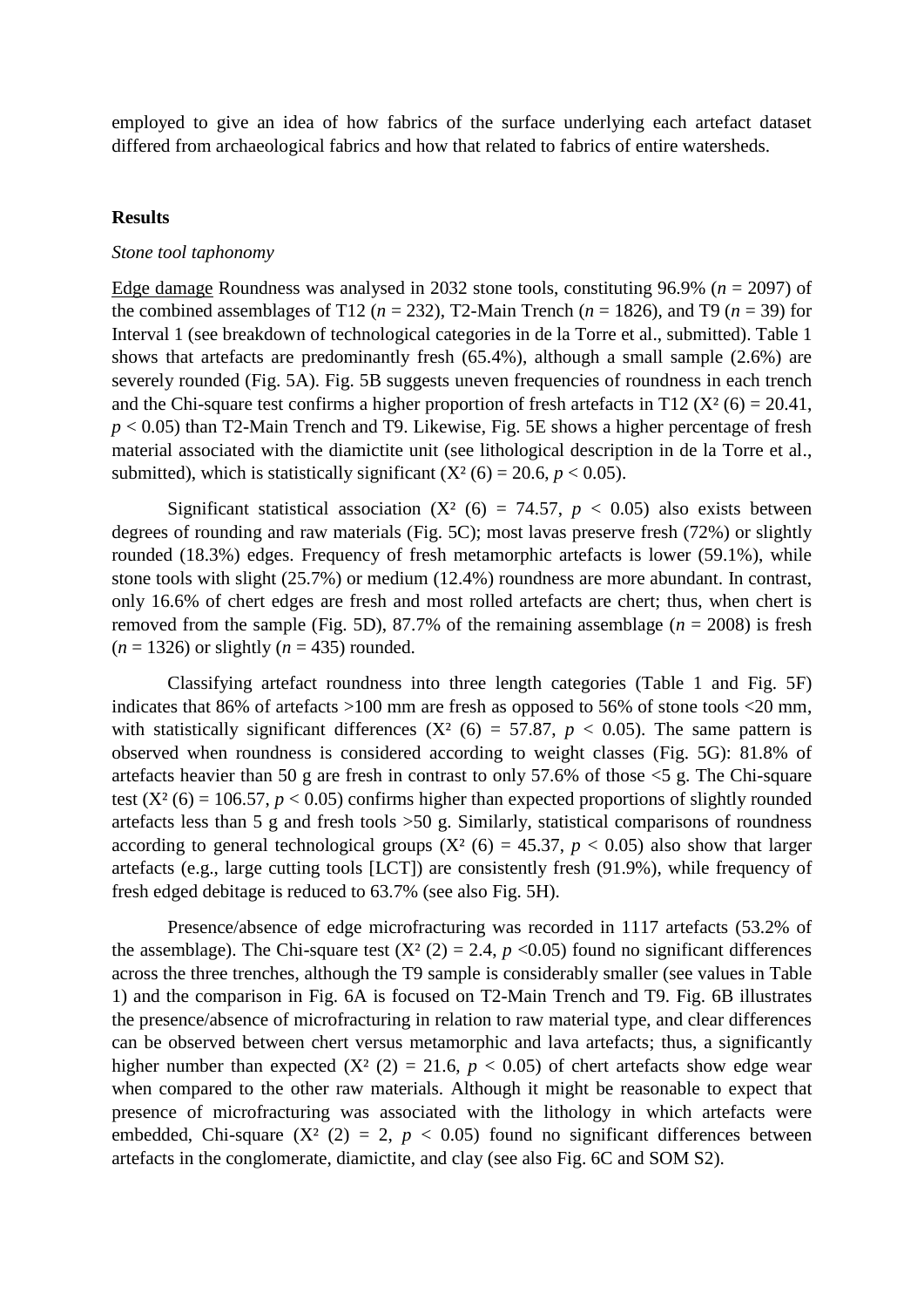employed to give an idea of how fabrics of the surface underlying each artefact dataset differed from archaeological fabrics and how that related to fabrics of entire watersheds.

## Results

### *Stone tool taphonomy*

Edge damage Roundness was analysed in 2032 stone tools, constituting 96.9% ($n$ = 2097) of the combined assemblages of T12 ($n$ = 232), T2-Main Trench ($n$ = 1826), and T9 ($n$ = 39) for Interval 1 (see breakdown of technological categories in de la Torre et al., submitted). Table 1 shows that artefacts are predominantly fresh (65.4%), although a small sample (2.6%) are severely rounded (Fig. 5A). Fig. 5B suggests uneven frequencies of roundness in each trench and the Chi-square test confirms a higher proportion of fresh artefacts in T12 ($X^2$ (6) = 20.41, $p < 0.05$) than T2-Main Trench and T9. Likewise, Fig. 5E shows a higher percentage of fresh material associated with the diamictite unit (see lithological description in de la Torre et al., submitted), which is statistically significant ($X^2$ (6) = 20.6, $p < 0.05$).

Significant statistical association ($X^2$ (6) = 74.57, $p < 0.05$) also exists between degrees of rounding and raw materials (Fig. 5C); most lavas preserve fresh (72%) or slightly rounded (18.3%) edges. Frequency of fresh metamorphic artefacts is lower (59.1%), while stone tools with slight (25.7%) or medium (12.4%) roundness are more abundant. In contrast, only 16.6% of chert edges are fresh and most rolled artefacts are chert; thus, when chert is removed from the sample (Fig. 5D), 87.7% of the remaining assemblage ($n$ = 2008) is fresh ($n$ = 1326) or slightly ($n$ = 435) rounded.

Classifying artefact roundness into three length categories (Table 1 and Fig. 5F) indicates that 86% of artefacts >100 mm are fresh as opposed to 56% of stone tools <20 mm, with statistically significant differences ($X^2$ (6) = 57.87, $p < 0.05$). The same pattern is observed when roundness is considered according to weight classes (Fig. 5G): 81.8% of artefacts heavier than 50 g are fresh in contrast to only 57.6% of those <5 g. The Chi-square test ($X^2$ (6) = 106.57, $p < 0.05$) confirms higher than expected proportions of slightly rounded artefacts less than 5 g and fresh tools >50 g. Similarly, statistical comparisons of roundness according to general technological groups ($X^2$ (6) = 45.37, $p < 0.05$) also show that larger artefacts (e.g., large cutting tools [LCT]) are consistently fresh (91.9%), while frequency of fresh edged debitage is reduced to 63.7% (see also Fig. 5H).

Presence/absence of edge microfracturing was recorded in 1117 artefacts (53.2% of the assemblage). The Chi-square test ($X^2$ (2) = 2.4, $p$ <0.05) found no significant differences across the three trenches, although the T9 sample is considerably smaller (see values in Table 1) and the comparison in Fig. 6A is focused on T2-Main Trench and T9. Fig. 6B illustrates the presence/absence of microfracturing in relation to raw material type, and clear differences can be observed between chert versus metamorphic and lava artefacts; thus, a significantly higher number than expected ($X^2$ (2) = 21.6, $p < 0.05$) of chert artefacts show edge wear when compared to the other raw materials. Although it might be reasonable to expect that presence of microfracturing was associated with the lithology in which artefacts were embedded, Chi-square ($X^2$ (2) = 2, $p < 0.05$) found no significant differences between artefacts in the conglomerate, diamictite, and clay (see also Fig. 6C and SOM S2).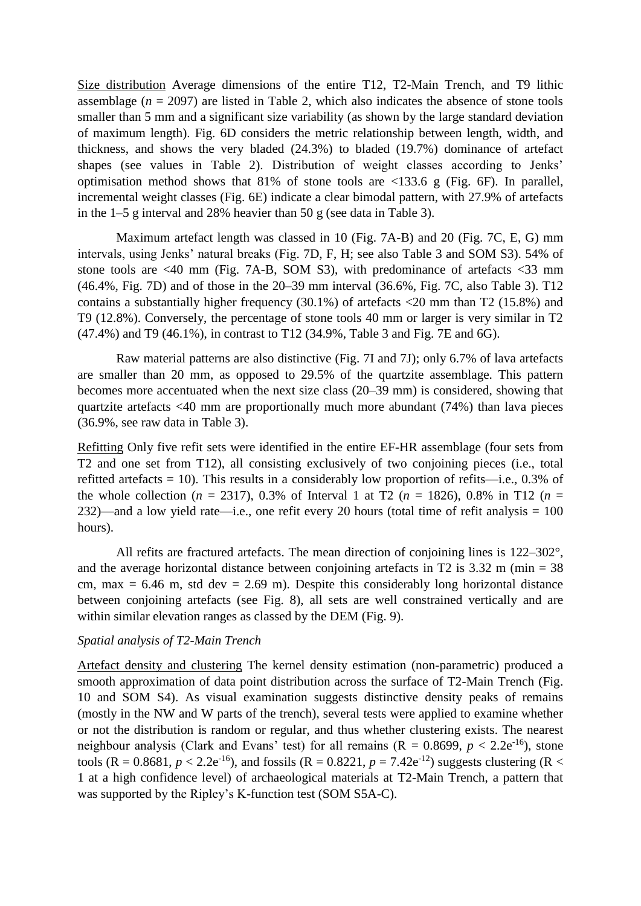<u>Size distribution</u> Average dimensions of the entire T12, T2-Main Trench, and T9 lithic assemblage ($n$ = 2097) are listed in Table 2, which also indicates the absence of stone tools smaller than 5 mm and a significant size variability (as shown by the large standard deviation of maximum length). Fig. 6D considers the metric relationship between length, width, and thickness, and shows the very bladed (24.3%) to bladed (19.7%) dominance of artefact shapes (see values in Table 2). Distribution of weight classes according to Jenks' optimisation method shows that 81% of stone tools are <133.6 g (Fig. 6F). In parallel, incremental weight classes (Fig. 6E) indicate a clear bimodal pattern, with 27.9% of artefacts in the 1–5 g interval and 28% heavier than 50 g (see data in Table 3).

Maximum artefact length was classed in 10 (Fig. 7A-B) and 20 (Fig. 7C, E, G) mm intervals, using Jenks' natural breaks (Fig. 7D, F, H; see also Table 3 and SOM S3). 54% of stone tools are <40 mm (Fig. 7A-B, SOM S3), with predominance of artefacts <33 mm (46.4%, Fig. 7D) and of those in the 20–39 mm interval (36.6%, Fig. 7C, also Table 3). T12 contains a substantially higher frequency (30.1%) of artefacts <20 mm than T2 (15.8%) and T9 (12.8%). Conversely, the percentage of stone tools 40 mm or larger is very similar in T2 (47.4%) and T9 (46.1%), in contrast to T12 (34.9%, Table 3 and Fig. 7E and 6G).

Raw material patterns are also distinctive (Fig. 7I and 7J); only 6.7% of lava artefacts are smaller than 20 mm, as opposed to 29.5% of the quartzite assemblage. This pattern becomes more accentuated when the next size class (20–39 mm) is considered, showing that quartzite artefacts <40 mm are proportionally much more abundant (74%) than lava pieces (36.9%, see raw data in Table 3).

<u>Refitting</u> Only five refit sets were identified in the entire EF-HR assemblage (four sets from T2 and one set from T12), all consisting exclusively of two conjoining pieces (i.e., total refitted artefacts = 10). This results in a considerably low proportion of refits—i.e., 0.3% of the whole collection ($n$ = 2317), 0.3% of Interval 1 at T2 ($n$ = 1826), 0.8% in T12 ($n$ = 232)—and a low yield rate—i.e., one refit every 20 hours (total time of refit analysis = 100 hours).

All refits are fractured artefacts. The mean direction of conjoining lines is 122–302°, and the average horizontal distance between conjoining artefacts in T2 is 3.32 m (min = 38 cm, max = 6.46 m, std dev = 2.69 m). Despite this considerably long horizontal distance between conjoining artefacts (see Fig. 8), all sets are well constrained vertically and are within similar elevation ranges as classed by the DEM (Fig. 9).

*Spatial analysis of T2-Main Trench*

<u>Artefact density and clustering</u> The kernel density estimation (non-parametric) produced a smooth approximation of data point distribution across the surface of T2-Main Trench (Fig. 10 and SOM S4). As visual examination suggests distinctive density peaks of remains (mostly in the NW and W parts of the trench), several tests were applied to examine whether or not the distribution is random or regular, and thus whether clustering exists. The nearest neighbour analysis (Clark and Evans' test) for all remains ($R = 0.8699$, $p < 2.2e^{-16}$), stone tools ($R = 0.8681$, $p < 2.2e^{-16}$), and fossils ($R = 0.8221$, $p = 7.42e^{-12}$) suggests clustering ($R < 1$ at a high confidence level) of archaeological materials at T2-Main Trench, a pattern that was supported by the Ripley's K-function test (SOM S5A-C).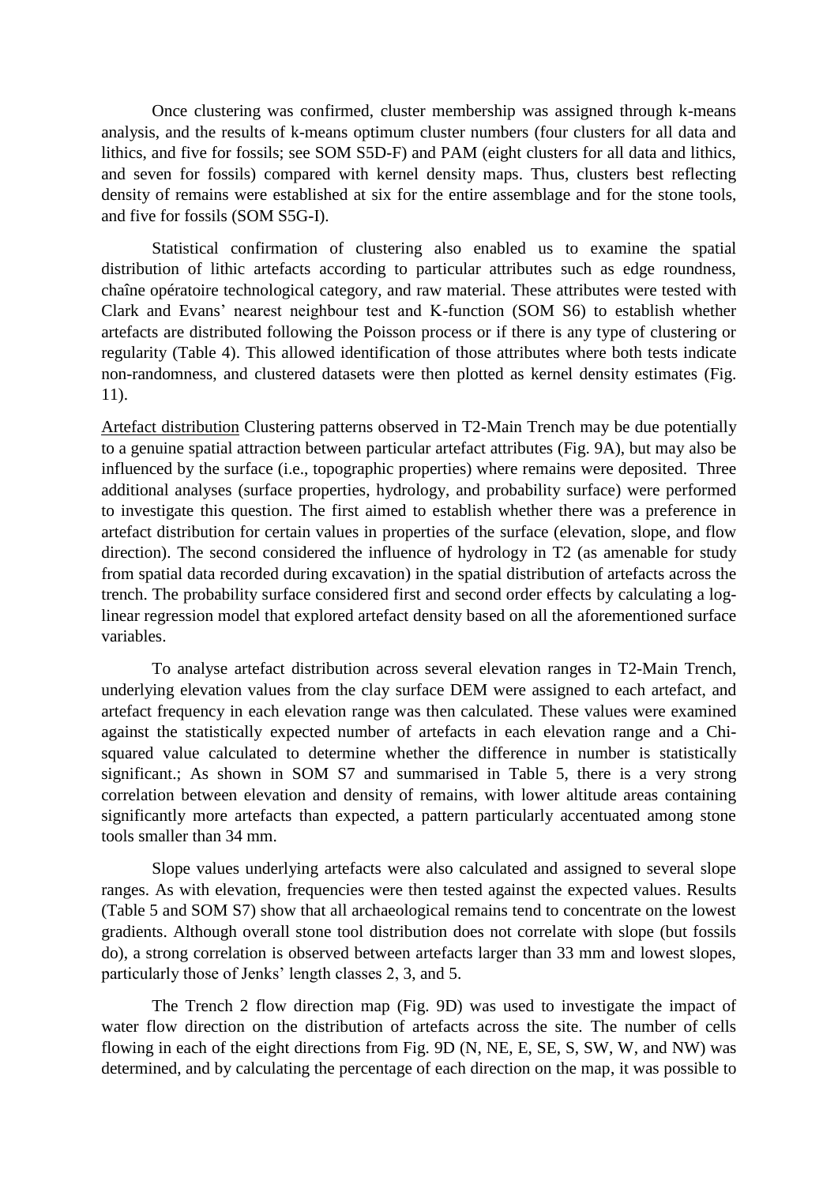Once clustering was confirmed, cluster membership was assigned through k-means analysis, and the results of k-means optimum cluster numbers (four clusters for all data and lithics, and five for fossils; see SOM S5D-F) and PAM (eight clusters for all data and lithics, and seven for fossils) compared with kernel density maps. Thus, clusters best reflecting density of remains were established at six for the entire assemblage and for the stone tools, and five for fossils (SOM S5G-I).

Statistical confirmation of clustering also enabled us to examine the spatial distribution of lithic artefacts according to particular attributes such as edge roundness, chaîne opératoire technological category, and raw material. These attributes were tested with Clark and Evans' nearest neighbour test and K-function (SOM S6) to establish whether artefacts are distributed following the Poisson process or if there is any type of clustering or regularity (Table 4). This allowed identification of those attributes where both tests indicate non-randomness, and clustered datasets were then plotted as kernel density estimates (Fig. 11).

<u>Artefact distribution</u> Clustering patterns observed in T2-Main Trench may be due potentially to a genuine spatial attraction between particular artefact attributes (Fig. 9A), but may also be influenced by the surface (i.e., topographic properties) where remains were deposited. Three additional analyses (surface properties, hydrology, and probability surface) were performed to investigate this question. The first aimed to establish whether there was a preference in artefact distribution for certain values in properties of the surface (elevation, slope, and flow direction). The second considered the influence of hydrology in T2 (as amenable for study from spatial data recorded during excavation) in the spatial distribution of artefacts across the trench. The probability surface considered first and second order effects by calculating a log-linear regression model that explored artefact density based on all the aforementioned surface variables.

To analyse artefact distribution across several elevation ranges in T2-Main Trench, underlying elevation values from the clay surface DEM were assigned to each artefact, and artefact frequency in each elevation range was then calculated. These values were examined against the statistically expected number of artefacts in each elevation range and a Chi-squared value calculated to determine whether the difference in number is statistically significant.; As shown in SOM S7 and summarised in Table 5, there is a very strong correlation between elevation and density of remains, with lower altitude areas containing significantly more artefacts than expected, a pattern particularly accentuated among stone tools smaller than 34 mm.

Slope values underlying artefacts were also calculated and assigned to several slope ranges. As with elevation, frequencies were then tested against the expected values. Results (Table 5 and SOM S7) show that all archaeological remains tend to concentrate on the lowest gradients. Although overall stone tool distribution does not correlate with slope (but fossils do), a strong correlation is observed between artefacts larger than 33 mm and lowest slopes, particularly those of Jenks' length classes 2, 3, and 5.

The Trench 2 flow direction map (Fig. 9D) was used to investigate the impact of water flow direction on the distribution of artefacts across the site. The number of cells flowing in each of the eight directions from Fig. 9D (N, NE, E, SE, S, SW, W, and NW) was determined, and by calculating the percentage of each direction on the map, it was possible to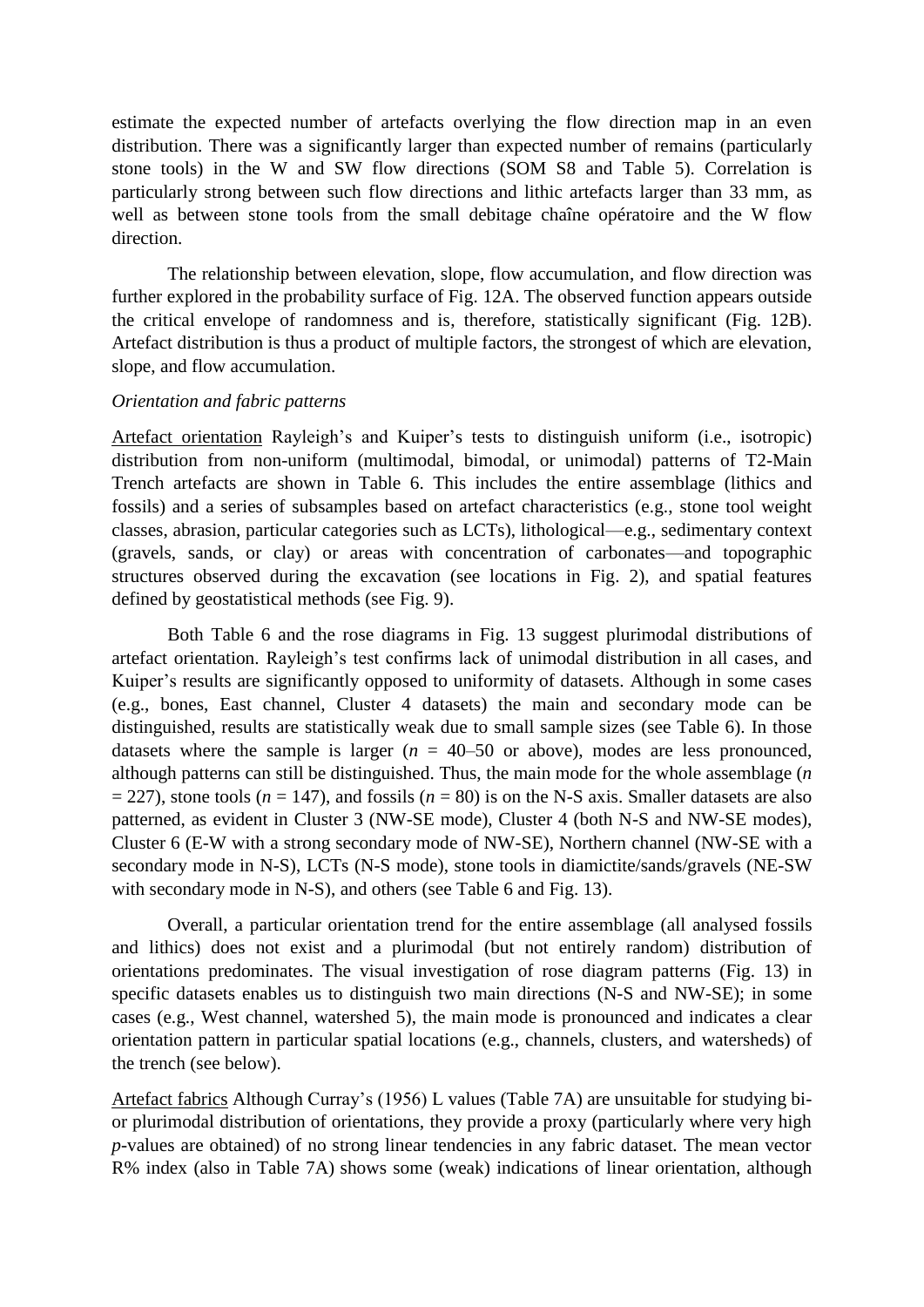estimate the expected number of artefacts overlying the flow direction map in an even distribution. There was a significantly larger than expected number of remains (particularly stone tools) in the W and SW flow directions (SOM S8 and Table 5). Correlation is particularly strong between such flow directions and lithic artefacts larger than 33 mm, as well as between stone tools from the small debitage chaîne opératoire and the W flow direction.

The relationship between elevation, slope, flow accumulation, and flow direction was further explored in the probability surface of Fig. 12A. The observed function appears outside the critical envelope of randomness and is, therefore, statistically significant (Fig. 12B). Artefact distribution is thus a product of multiple factors, the strongest of which are elevation, slope, and flow accumulation.

*Orientation and fabric patterns*

Artefact orientation Rayleigh's and Kuiper's tests to distinguish uniform (i.e., isotropic) distribution from non-uniform (multimodal, bimodal, or unimodal) patterns of T2-Main Trench artefacts are shown in Table 6. This includes the entire assemblage (lithics and fossils) and a series of subsamples based on artefact characteristics (e.g., stone tool weight classes, abrasion, particular categories such as LCTs), lithological—e.g., sedimentary context (gravels, sands, or clay) or areas with concentration of carbonates—and topographic structures observed during the excavation (see locations in Fig. 2), and spatial features defined by geostatistical methods (see Fig. 9).

Both Table 6 and the rose diagrams in Fig. 13 suggest plurimodal distributions of artefact orientation. Rayleigh's test confirms lack of unimodal distribution in all cases, and Kuiper's results are significantly opposed to uniformity of datasets. Although in some cases (e.g., bones, East channel, Cluster 4 datasets) the main and secondary mode can be distinguished, results are statistically weak due to small sample sizes (see Table 6). In those datasets where the sample is larger ($n$ = 40–50 or above), modes are less pronounced, although patterns can still be distinguished. Thus, the main mode for the whole assemblage ($n$ = 227), stone tools ($n$ = 147), and fossils ($n$ = 80) is on the N-S axis. Smaller datasets are also patterned, as evident in Cluster 3 (NW-SE mode), Cluster 4 (both N-S and NW-SE modes), Cluster 6 (E-W with a strong secondary mode of NW-SE), Northern channel (NW-SE with a secondary mode in N-S), LCTs (N-S mode), stone tools in diamictite/sands/gravels (NE-SW with secondary mode in N-S), and others (see Table 6 and Fig. 13).

Overall, a particular orientation trend for the entire assemblage (all analysed fossils and lithics) does not exist and a plurimodal (but not entirely random) distribution of orientations predominates. The visual investigation of rose diagram patterns (Fig. 13) in specific datasets enables us to distinguish two main directions (N-S and NW-SE); in some cases (e.g., West channel, watershed 5), the main mode is pronounced and indicates a clear orientation pattern in particular spatial locations (e.g., channels, clusters, and watersheds) of the trench (see below).

Artefact fabrics Although Curray's (1956) L values (Table 7A) are unsuitable for studying bi- or plurimodal distribution of orientations, they provide a proxy (particularly where very high $p$-values are obtained) of no strong linear tendencies in any fabric dataset. The mean vector R% index (also in Table 7A) shows some (weak) indications of linear orientation, although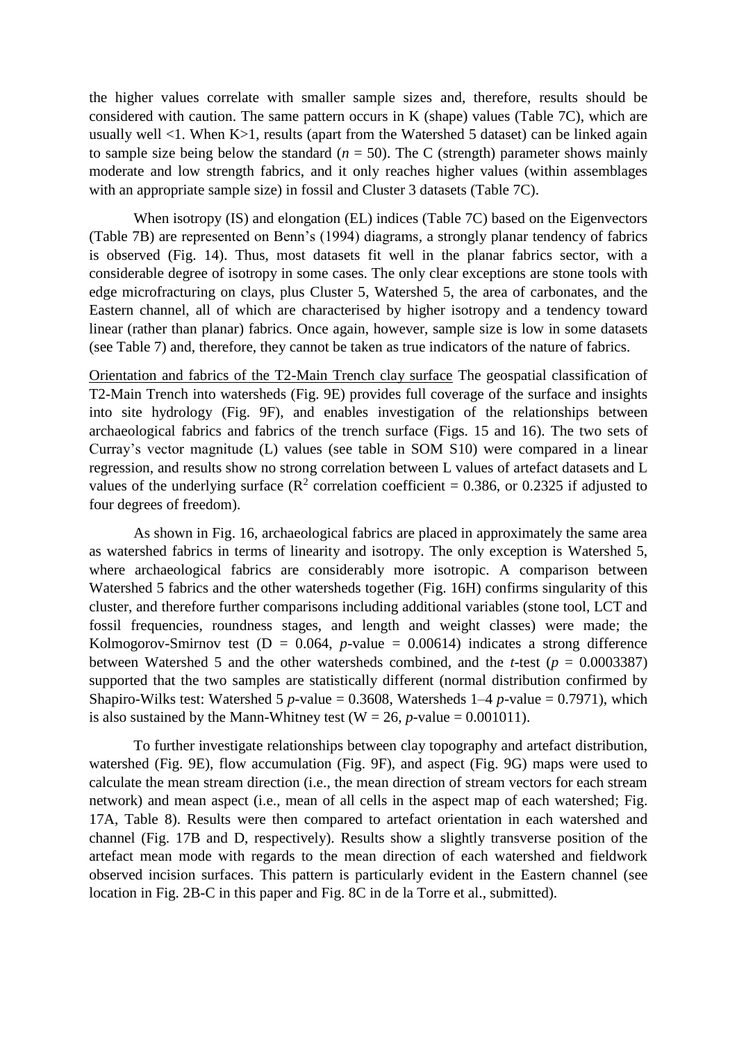the higher values correlate with smaller sample sizes and, therefore, results should be considered with caution. The same pattern occurs in K (shape) values (Table 7C), which are usually well <1. When K>1, results (apart from the Watershed 5 dataset) can be linked again to sample size being below the standard (*n* = 50). The C (strength) parameter shows mainly moderate and low strength fabrics, and it only reaches higher values (within assemblages with an appropriate sample size) in fossil and Cluster 3 datasets (Table 7C).

When isotropy (IS) and elongation (EL) indices (Table 7C) based on the Eigenvectors (Table 7B) are represented on Benn's (1994) diagrams, a strongly planar tendency of fabrics is observed (Fig. 14). Thus, most datasets fit well in the planar fabrics sector, with a considerable degree of isotropy in some cases. The only clear exceptions are stone tools with edge microfracturing on clays, plus Cluster 5, Watershed 5, the area of carbonates, and the Eastern channel, all of which are characterised by higher isotropy and a tendency toward linear (rather than planar) fabrics. Once again, however, sample size is low in some datasets (see Table 7) and, therefore, they cannot be taken as true indicators of the nature of fabrics.

Orientation and fabrics of the T2-Main Trench clay surface The geospatial classification of T2-Main Trench into watersheds (Fig. 9E) provides full coverage of the surface and insights into site hydrology (Fig. 9F), and enables investigation of the relationships between archaeological fabrics and fabrics of the trench surface (Figs. 15 and 16). The two sets of Curray's vector magnitude (L) values (see table in SOM S10) were compared in a linear regression, and results show no strong correlation between L values of artefact datasets and L values of the underlying surface ($R^2$ correlation coefficient = 0.386, or 0.2325 if adjusted to four degrees of freedom).

As shown in Fig. 16, archaeological fabrics are placed in approximately the same area as watershed fabrics in terms of linearity and isotropy. The only exception is Watershed 5, where archaeological fabrics are considerably more isotropic. A comparison between Watershed 5 fabrics and the other watersheds together (Fig. 16H) confirms singularity of this cluster, and therefore further comparisons including additional variables (stone tool, LCT and fossil frequencies, roundness stages, and length and weight classes) were made; the Kolmogorov-Smirnov test (D = 0.064, *p*-value = 0.00614) indicates a strong difference between Watershed 5 and the other watersheds combined, and the *t*-test (*p* = 0.0003387) supported that the two samples are statistically different (normal distribution confirmed by Shapiro-Wilks test: Watershed 5 *p*-value = 0.3608, Watersheds 1–4 *p*-value = 0.7971), which is also sustained by the Mann-Whitney test (W = 26, *p*-value = 0.001011).

To further investigate relationships between clay topography and artefact distribution, watershed (Fig. 9E), flow accumulation (Fig. 9F), and aspect (Fig. 9G) maps were used to calculate the mean stream direction (i.e., the mean direction of stream vectors for each stream network) and mean aspect (i.e., mean of all cells in the aspect map of each watershed; Fig. 17A, Table 8). Results were then compared to artefact orientation in each watershed and channel (Fig. 17B and D, respectively). Results show a slightly transverse position of the artefact mean mode with regards to the mean direction of each watershed and fieldwork observed incision surfaces. This pattern is particularly evident in the Eastern channel (see location in Fig. 2B-C in this paper and Fig. 8C in de la Torre et al., submitted).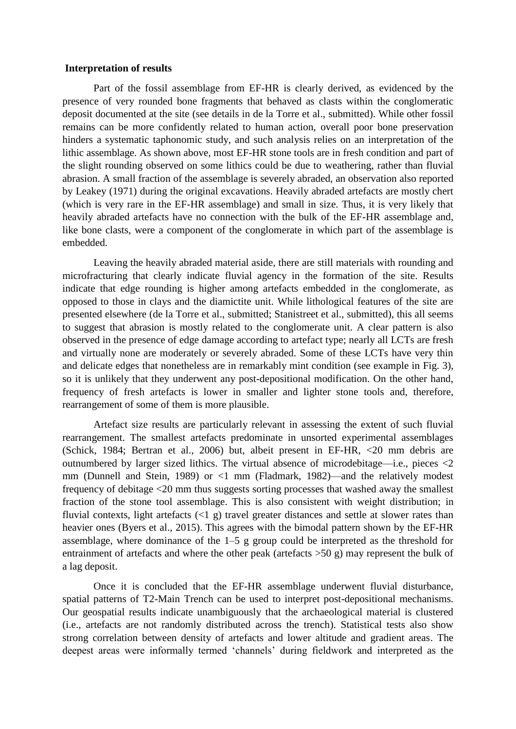**Interpretation of results**

Part of the fossil assemblage from EF-HR is clearly derived, as evidenced by the presence of very rounded bone fragments that behaved as clasts within the conglomeratic deposit documented at the site (see details in de la Torre et al., submitted). While other fossil remains can be more confidently related to human action, overall poor bone preservation hinders a systematic taphonomic study, and such analysis relies on an interpretation of the lithic assemblage. As shown above, most EF-HR stone tools are in fresh condition and part of the slight rounding observed on some lithics could be due to weathering, rather than fluvial abrasion. A small fraction of the assemblage is severely abraded, an observation also reported by Leakey (1971) during the original excavations. Heavily abraded artefacts are mostly chert (which is very rare in the EF-HR assemblage) and small in size. Thus, it is very likely that heavily abraded artefacts have no connection with the bulk of the EF-HR assemblage and, like bone clasts, were a component of the conglomerate in which part of the assemblage is embedded.

Leaving the heavily abraded material aside, there are still materials with rounding and microfracturing that clearly indicate fluvial agency in the formation of the site. Results indicate that edge rounding is higher among artefacts embedded in the conglomerate, as opposed to those in clays and the diamictite unit. While lithological features of the site are presented elsewhere (de la Torre et al., submitted; Stanistreet et al., submitted), this all seems to suggest that abrasion is mostly related to the conglomerate unit. A clear pattern is also observed in the presence of edge damage according to artefact type; nearly all LCTs are fresh and virtually none are moderately or severely abraded. Some of these LCTs have very thin and delicate edges that nonetheless are in remarkably mint condition (see example in Fig. 3), so it is unlikely that they underwent any post-depositional modification. On the other hand, frequency of fresh artefacts is lower in smaller and lighter stone tools and, therefore, rearrangement of some of them is more plausible.

Artefact size results are particularly relevant in assessing the extent of such fluvial rearrangement. The smallest artefacts predominate in unsorted experimental assemblages (Schick, 1984; Bertran et al., 2006) but, albeit present in EF-HR, <20 mm debris are outnumbered by larger sized lithics. The virtual absence of microdebitage—i.e., pieces <2 mm (Dunnell and Stein, 1989) or <1 mm (Fladmark, 1982)—and the relatively modest frequency of debitage <20 mm thus suggests sorting processes that washed away the smallest fraction of the stone tool assemblage. This is also consistent with weight distribution; in fluvial contexts, light artefacts (<1 g) travel greater distances and settle at slower rates than heavier ones (Byers et al., 2015). This agrees with the bimodal pattern shown by the EF-HR assemblage, where dominance of the 1–5 g group could be interpreted as the threshold for entrainment of artefacts and where the other peak (artefacts >50 g) may represent the bulk of a lag deposit.

Once it is concluded that the EF-HR assemblage underwent fluvial disturbance, spatial patterns of T2-Main Trench can be used to interpret post-depositional mechanisms. Our geospatial results indicate unambiguously that the archaeological material is clustered (i.e., artefacts are not randomly distributed across the trench). Statistical tests also show strong correlation between density of artefacts and lower altitude and gradient areas. The deepest areas were informally termed 'channels' during fieldwork and interpreted as the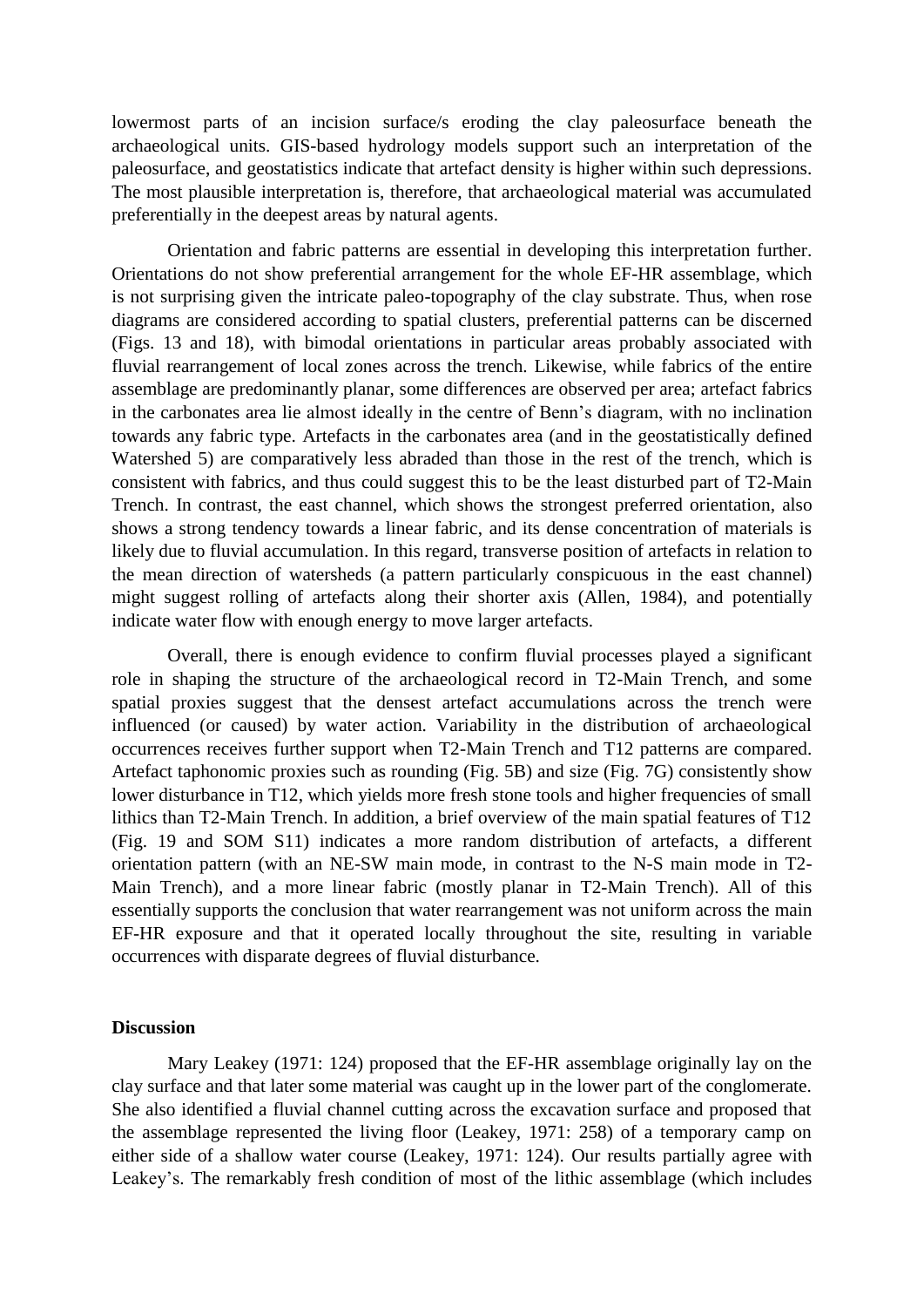lowermost parts of an incision surface/s eroding the clay paleosurface beneath the archaeological units. GIS-based hydrology models support such an interpretation of the paleosurface, and geostatistics indicate that artefact density is higher within such depressions. The most plausible interpretation is, therefore, that archaeological material was accumulated preferentially in the deepest areas by natural agents.

Orientation and fabric patterns are essential in developing this interpretation further. Orientations do not show preferential arrangement for the whole EF-HR assemblage, which is not surprising given the intricate paleo-topography of the clay substrate. Thus, when rose diagrams are considered according to spatial clusters, preferential patterns can be discerned (Figs. 13 and 18), with bimodal orientations in particular areas probably associated with fluvial rearrangement of local zones across the trench. Likewise, while fabrics of the entire assemblage are predominantly planar, some differences are observed per area; artefact fabrics in the carbonates area lie almost ideally in the centre of Benn's diagram, with no inclination towards any fabric type. Artefacts in the carbonates area (and in the geostatistically defined Watershed 5) are comparatively less abraded than those in the rest of the trench, which is consistent with fabrics, and thus could suggest this to be the least disturbed part of T2-Main Trench. In contrast, the east channel, which shows the strongest preferred orientation, also shows a strong tendency towards a linear fabric, and its dense concentration of materials is likely due to fluvial accumulation. In this regard, transverse position of artefacts in relation to the mean direction of watersheds (a pattern particularly conspicuous in the east channel) might suggest rolling of artefacts along their shorter axis (Allen, 1984), and potentially indicate water flow with enough energy to move larger artefacts.

Overall, there is enough evidence to confirm fluvial processes played a significant role in shaping the structure of the archaeological record in T2-Main Trench, and some spatial proxies suggest that the densest artefact accumulations across the trench were influenced (or caused) by water action. Variability in the distribution of archaeological occurrences receives further support when T2-Main Trench and T12 patterns are compared. Artefact taphonomic proxies such as rounding (Fig. 5B) and size (Fig. 7G) consistently show lower disturbance in T12, which yields more fresh stone tools and higher frequencies of small lithics than T2-Main Trench. In addition, a brief overview of the main spatial features of T12 (Fig. 19 and SOM S11) indicates a more random distribution of artefacts, a different orientation pattern (with an NE-SW main mode, in contrast to the N-S main mode in T2-Main Trench), and a more linear fabric (mostly planar in T2-Main Trench). All of this essentially supports the conclusion that water rearrangement was not uniform across the main EF-HR exposure and that it operated locally throughout the site, resulting in variable occurrences with disparate degrees of fluvial disturbance.

## Discussion

Mary Leakey (1971: 124) proposed that the EF-HR assemblage originally lay on the clay surface and that later some material was caught up in the lower part of the conglomerate. She also identified a fluvial channel cutting across the excavation surface and proposed that the assemblage represented the living floor (Leakey, 1971: 258) of a temporary camp on either side of a shallow water course (Leakey, 1971: 124). Our results partially agree with Leakey's. The remarkably fresh condition of most of the lithic assemblage (which includes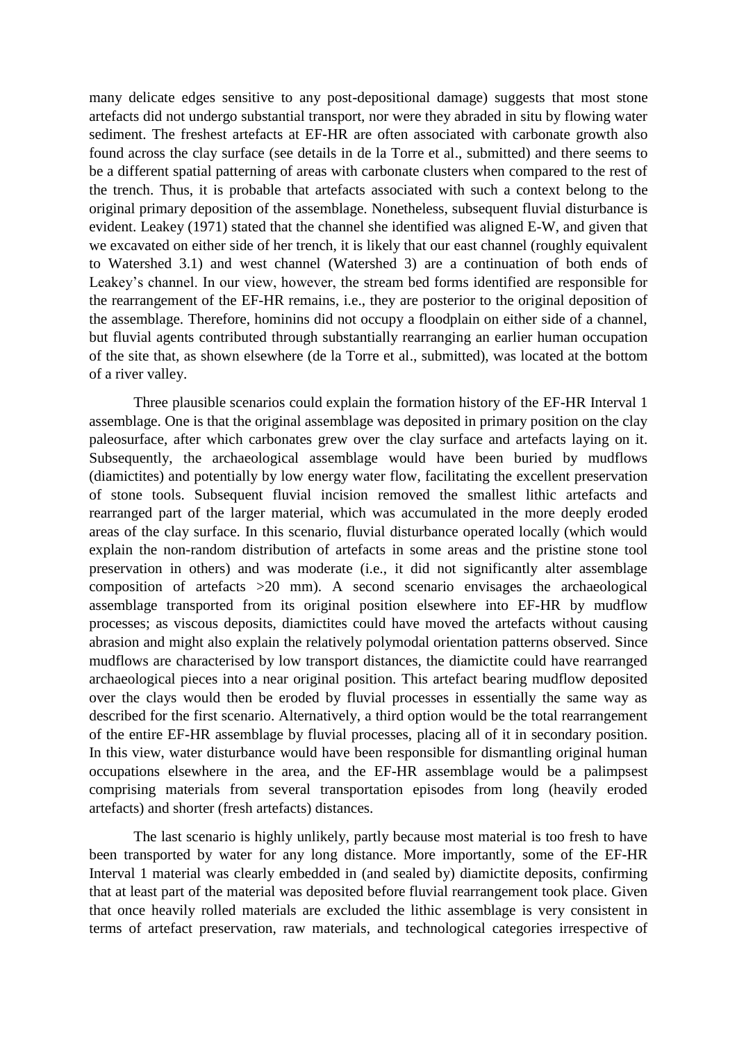many delicate edges sensitive to any post-depositional damage) suggests that most stone artefacts did not undergo substantial transport, nor were they abraded in situ by flowing water sediment. The freshest artefacts at EF-HR are often associated with carbonate growth also found across the clay surface (see details in de la Torre et al., submitted) and there seems to be a different spatial patterning of areas with carbonate clusters when compared to the rest of the trench. Thus, it is probable that artefacts associated with such a context belong to the original primary deposition of the assemblage. Nonetheless, subsequent fluvial disturbance is evident. Leakey (1971) stated that the channel she identified was aligned E-W, and given that we excavated on either side of her trench, it is likely that our east channel (roughly equivalent to Watershed 3.1) and west channel (Watershed 3) are a continuation of both ends of Leakey's channel. In our view, however, the stream bed forms identified are responsible for the rearrangement of the EF-HR remains, i.e., they are posterior to the original deposition of the assemblage. Therefore, hominins did not occupy a floodplain on either side of a channel, but fluvial agents contributed through substantially rearranging an earlier human occupation of the site that, as shown elsewhere (de la Torre et al., submitted), was located at the bottom of a river valley.

Three plausible scenarios could explain the formation history of the EF-HR Interval 1 assemblage. One is that the original assemblage was deposited in primary position on the clay paleosurface, after which carbonates grew over the clay surface and artefacts laying on it. Subsequently, the archaeological assemblage would have been buried by mudflows (diamictites) and potentially by low energy water flow, facilitating the excellent preservation of stone tools. Subsequent fluvial incision removed the smallest lithic artefacts and rearranged part of the larger material, which was accumulated in the more deeply eroded areas of the clay surface. In this scenario, fluvial disturbance operated locally (which would explain the non-random distribution of artefacts in some areas and the pristine stone tool preservation in others) and was moderate (i.e., it did not significantly alter assemblage composition of artefacts >20 mm). A second scenario envisages the archaeological assemblage transported from its original position elsewhere into EF-HR by mudflow processes; as viscous deposits, diamictites could have moved the artefacts without causing abrasion and might also explain the relatively polymodal orientation patterns observed. Since mudflows are characterised by low transport distances, the diamictite could have rearranged archaeological pieces into a near original position. This artefact bearing mudflow deposited over the clays would then be eroded by fluvial processes in essentially the same way as described for the first scenario. Alternatively, a third option would be the total rearrangement of the entire EF-HR assemblage by fluvial processes, placing all of it in secondary position. In this view, water disturbance would have been responsible for dismantling original human occupations elsewhere in the area, and the EF-HR assemblage would be a palimpsest comprising materials from several transportation episodes from long (heavily eroded artefacts) and shorter (fresh artefacts) distances.

The last scenario is highly unlikely, partly because most material is too fresh to have been transported by water for any long distance. More importantly, some of the EF-HR Interval 1 material was clearly embedded in (and sealed by) diamictite deposits, confirming that at least part of the material was deposited before fluvial rearrangement took place. Given that once heavily rolled materials are excluded the lithic assemblage is very consistent in terms of artefact preservation, raw materials, and technological categories irrespective of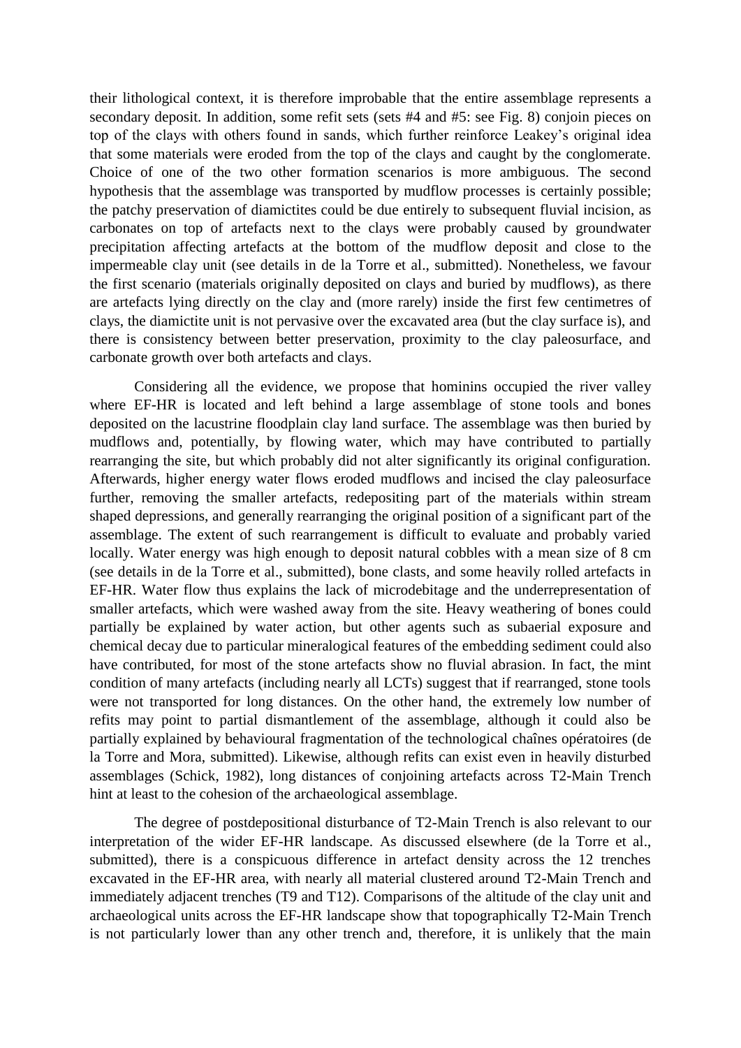their lithological context, it is therefore improbable that the entire assemblage represents a secondary deposit. In addition, some refit sets (sets #4 and #5: see Fig. 8) conjoin pieces on top of the clays with others found in sands, which further reinforce Leakey's original idea that some materials were eroded from the top of the clays and caught by the conglomerate. Choice of one of the two other formation scenarios is more ambiguous. The second hypothesis that the assemblage was transported by mudflow processes is certainly possible; the patchy preservation of diamictites could be due entirely to subsequent fluvial incision, as carbonates on top of artefacts next to the clays were probably caused by groundwater precipitation affecting artefacts at the bottom of the mudflow deposit and close to the impermeable clay unit (see details in de la Torre et al., submitted). Nonetheless, we favour the first scenario (materials originally deposited on clays and buried by mudflows), as there are artefacts lying directly on the clay and (more rarely) inside the first few centimetres of clays, the diamictite unit is not pervasive over the excavated area (but the clay surface is), and there is consistency between better preservation, proximity to the clay paleosurface, and carbonate growth over both artefacts and clays.

Considering all the evidence, we propose that hominins occupied the river valley where EF-HR is located and left behind a large assemblage of stone tools and bones deposited on the lacustrine floodplain clay land surface. The assemblage was then buried by mudflows and, potentially, by flowing water, which may have contributed to partially rearranging the site, but which probably did not alter significantly its original configuration. Afterwards, higher energy water flows eroded mudflows and incised the clay paleosurface further, removing the smaller artefacts, redepositing part of the materials within stream shaped depressions, and generally rearranging the original position of a significant part of the assemblage. The extent of such rearrangement is difficult to evaluate and probably varied locally. Water energy was high enough to deposit natural cobbles with a mean size of 8 cm (see details in de la Torre et al., submitted), bone clasts, and some heavily rolled artefacts in EF-HR. Water flow thus explains the lack of microdebitage and the underrepresentation of smaller artefacts, which were washed away from the site. Heavy weathering of bones could partially be explained by water action, but other agents such as subaerial exposure and chemical decay due to particular mineralogical features of the embedding sediment could also have contributed, for most of the stone artefacts show no fluvial abrasion. In fact, the mint condition of many artefacts (including nearly all LCTs) suggest that if rearranged, stone tools were not transported for long distances. On the other hand, the extremely low number of refits may point to partial dismantlement of the assemblage, although it could also be partially explained by behavioural fragmentation of the technological chaînes opératoires (de la Torre and Mora, submitted). Likewise, although refits can exist even in heavily disturbed assemblages (Schick, 1982), long distances of conjoining artefacts across T2-Main Trench hint at least to the cohesion of the archaeological assemblage.

The degree of postdepositional disturbance of T2-Main Trench is also relevant to our interpretation of the wider EF-HR landscape. As discussed elsewhere (de la Torre et al., submitted), there is a conspicuous difference in artefact density across the 12 trenches excavated in the EF-HR area, with nearly all material clustered around T2-Main Trench and immediately adjacent trenches (T9 and T12). Comparisons of the altitude of the clay unit and archaeological units across the EF-HR landscape show that topographically T2-Main Trench is not particularly lower than any other trench and, therefore, it is unlikely that the main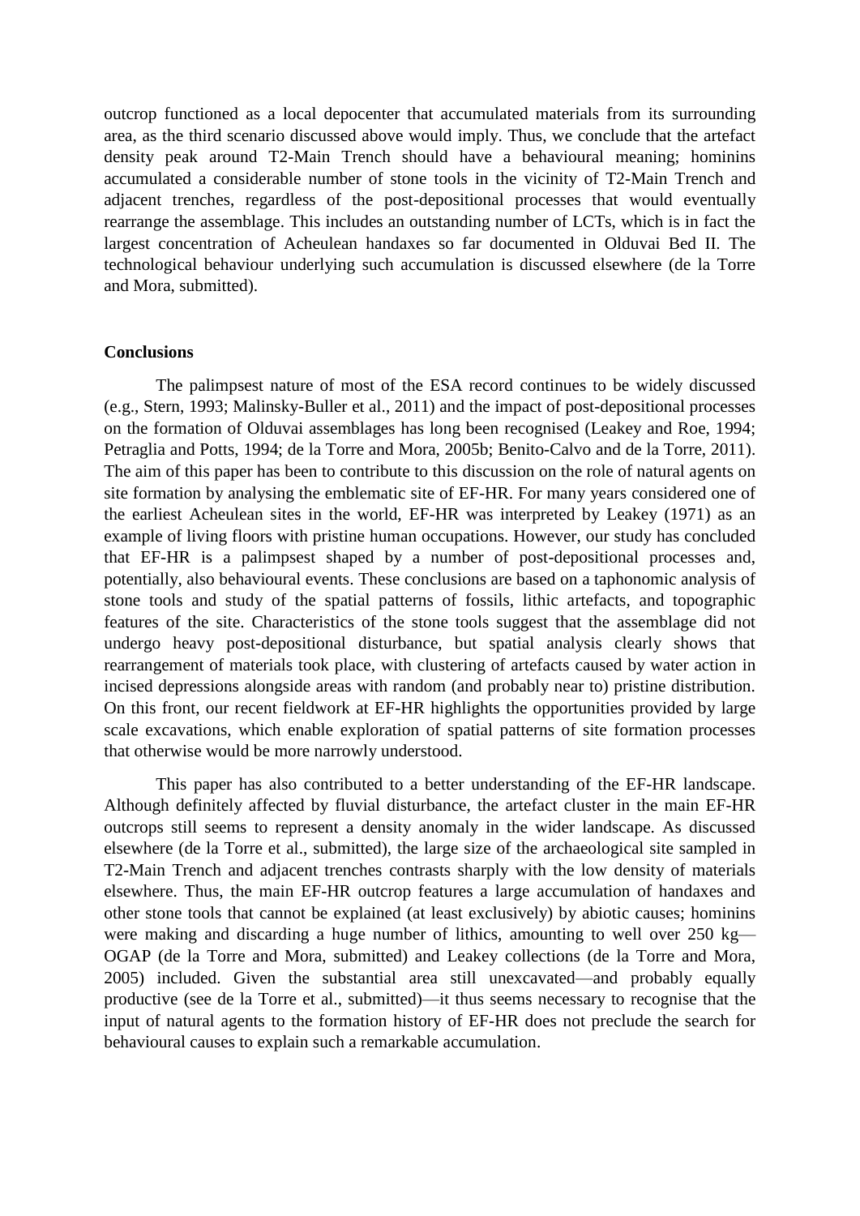outcrop functioned as a local depocenter that accumulated materials from its surrounding area, as the third scenario discussed above would imply. Thus, we conclude that the artefact density peak around T2-Main Trench should have a behavioural meaning; hominins accumulated a considerable number of stone tools in the vicinity of T2-Main Trench and adjacent trenches, regardless of the post-depositional processes that would eventually rearrange the assemblage. This includes an outstanding number of LCTs, which is in fact the largest concentration of Acheulean handaxes so far documented in Olduvai Bed II. The technological behaviour underlying such accumulation is discussed elsewhere (de la Torre and Mora, submitted).

## Conclusions

The palimpsest nature of most of the ESA record continues to be widely discussed (e.g., Stern, 1993; Malinsky-Buller et al., 2011) and the impact of post-depositional processes on the formation of Olduvai assemblages has long been recognised (Leakey and Roe, 1994; Petraglia and Potts, 1994; de la Torre and Mora, 2005b; Benito-Calvo and de la Torre, 2011). The aim of this paper has been to contribute to this discussion on the role of natural agents on site formation by analysing the emblematic site of EF-HR. For many years considered one of the earliest Acheulean sites in the world, EF-HR was interpreted by Leakey (1971) as an example of living floors with pristine human occupations. However, our study has concluded that EF-HR is a palimpsest shaped by a number of post-depositional processes and, potentially, also behavioural events. These conclusions are based on a taphonomic analysis of stone tools and study of the spatial patterns of fossils, lithic artefacts, and topographic features of the site. Characteristics of the stone tools suggest that the assemblage did not undergo heavy post-depositional disturbance, but spatial analysis clearly shows that rearrangement of materials took place, with clustering of artefacts caused by water action in incised depressions alongside areas with random (and probably near to) pristine distribution. On this front, our recent fieldwork at EF-HR highlights the opportunities provided by large scale excavations, which enable exploration of spatial patterns of site formation processes that otherwise would be more narrowly understood.

This paper has also contributed to a better understanding of the EF-HR landscape. Although definitely affected by fluvial disturbance, the artefact cluster in the main EF-HR outcrops still seems to represent a density anomaly in the wider landscape. As discussed elsewhere (de la Torre et al., submitted), the large size of the archaeological site sampled in T2-Main Trench and adjacent trenches contrasts sharply with the low density of materials elsewhere. Thus, the main EF-HR outcrop features a large accumulation of handaxes and other stone tools that cannot be explained (at least exclusively) by abiotic causes; hominins were making and discarding a huge number of lithics, amounting to well over 250 kg—OGAP (de la Torre and Mora, submitted) and Leakey collections (de la Torre and Mora, 2005) included. Given the substantial area still unexcavated—and probably equally productive (see de la Torre et al., submitted)—it thus seems necessary to recognise that the input of natural agents to the formation history of EF-HR does not preclude the search for behavioural causes to explain such a remarkable accumulation.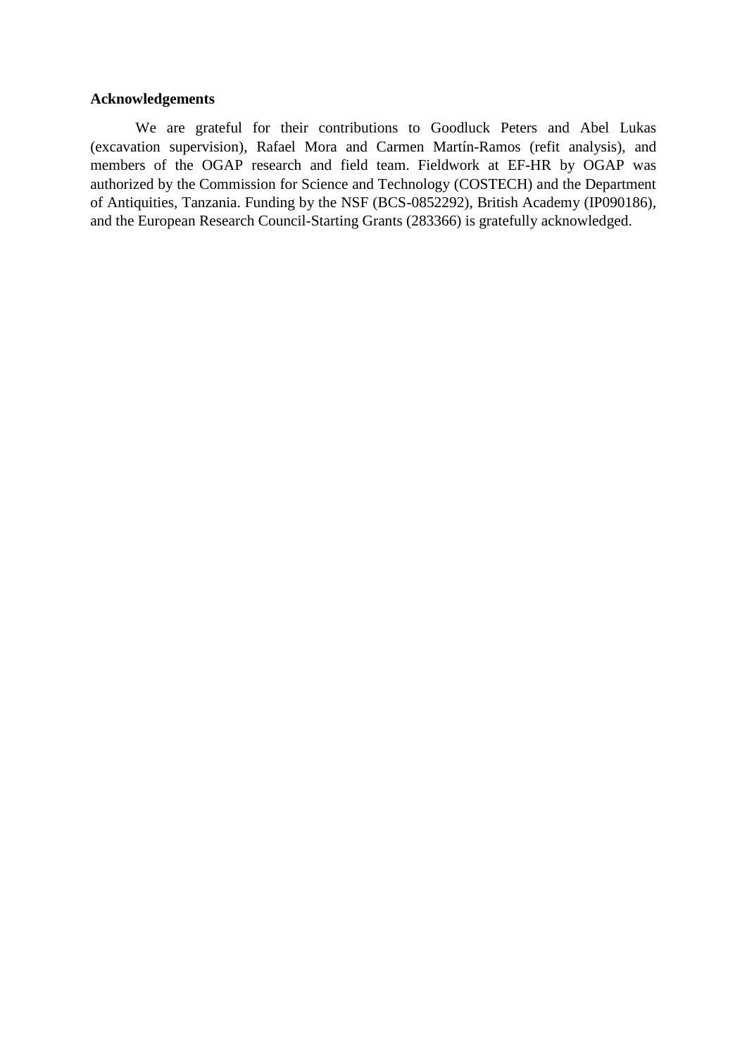## Acknowledgements

We are grateful for their contributions to Goodluck Peters and Abel Lukas (excavation supervision), Rafael Mora and Carmen Martín-Ramos (refit analysis), and members of the OGAP research and field team. Fieldwork at EF-HR by OGAP was authorized by the Commission for Science and Technology (COSTECH) and the Department of Antiquities, Tanzania. Funding by the NSF (BCS-0852292), British Academy (IP090186), and the European Research Council-Starting Grants (283366) is gratefully acknowledged.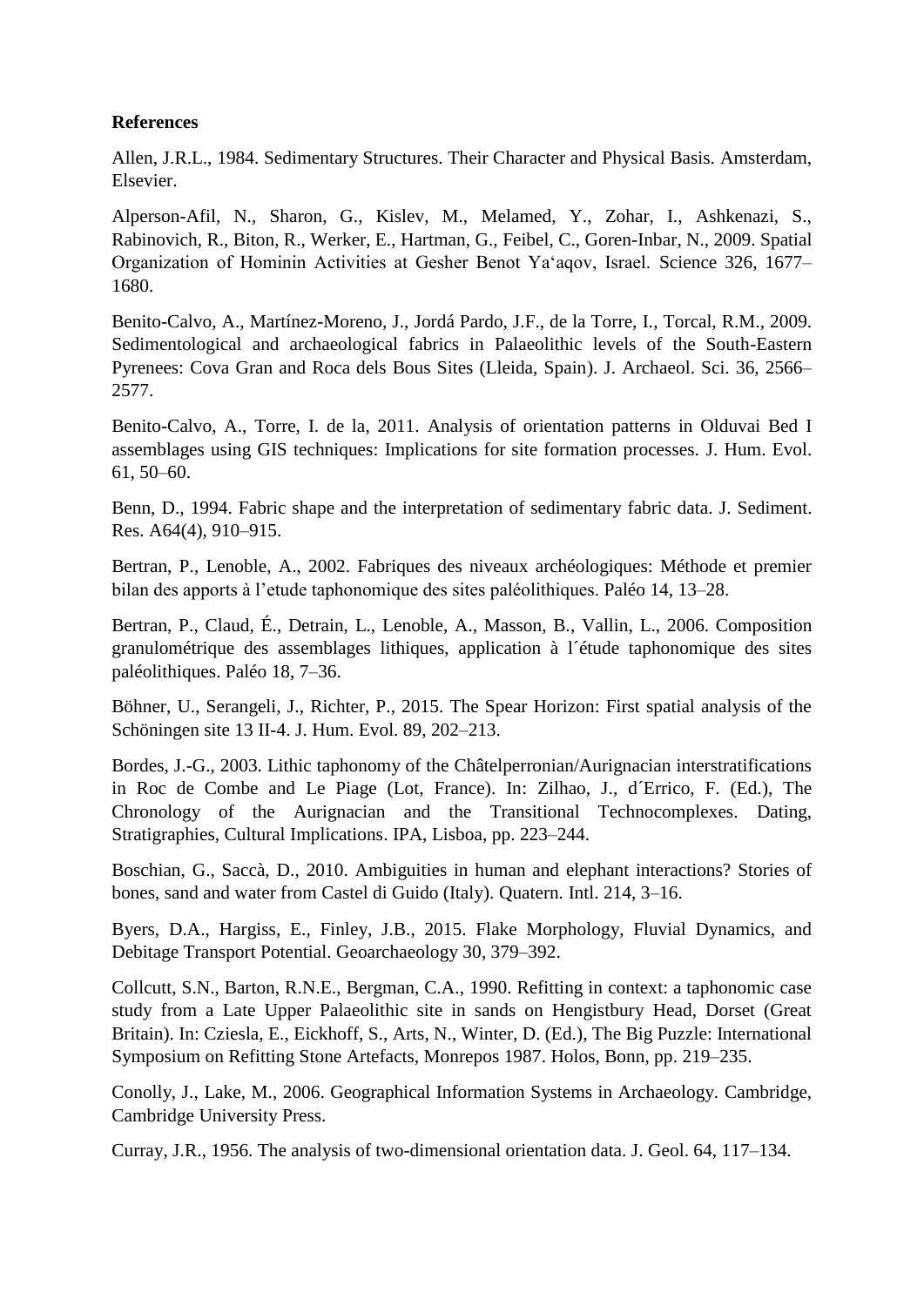**References**

Allen, J.R.L., 1984. Sedimentary Structures. Their Character and Physical Basis. Amsterdam, Elsevier.

Alperson-Afil, N., Sharon, G., Kislev, M., Melamed, Y., Zohar, I., Ashkenazi, S., Rabinovich, R., Biton, R., Werker, E., Hartman, G., Feibel, C., Goren-Inbar, N., 2009. Spatial Organization of Hominin Activities at Gesher Benot Ya'aqov, Israel. Science 326, 1677–1680.

Benito-Calvo, A., Martínez-Moreno, J., Jordá Pardo, J.F., de la Torre, I., Torcal, R.M., 2009. Sedimentological and archaeological fabrics in Palaeolithic levels of the South-Eastern Pyrenees: Cova Gran and Roca dels Bous Sites (Lleida, Spain). J. Archaeol. Sci. 36, 2566–2577.

Benito-Calvo, A., Torre, I. de la, 2011. Analysis of orientation patterns in Olduvai Bed I assemblages using GIS techniques: Implications for site formation processes. J. Hum. Evol. 61, 50–60.

Benn, D., 1994. Fabric shape and the interpretation of sedimentary fabric data. J. Sediment. Res. A64(4), 910–915.

Bertran, P., Lenoble, A., 2002. Fabriques des niveaux archéologiques: Méthode et premier bilan des apports à l'etude taphonomique des sites paléolithiques. Paléo 14, 13–28.

Bertran, P., Claud, É., Detrain, L., Lenoble, A., Masson, B., Vallin, L., 2006. Composition granulométrique des assemblages lithiques, application à l´étude taphonomique des sites paléolithiques. Paléo 18, 7–36.

Böhner, U., Serangeli, J., Richter, P., 2015. The Spear Horizon: First spatial analysis of the Schöningen site 13 II-4. J. Hum. Evol. 89, 202–213.

Bordes, J.-G., 2003. Lithic taphonomy of the Châtelperronian/Aurignacian interstratifications in Roc de Combe and Le Piage (Lot, France). In: Zilhao, J., d´Errico, F. (Ed.), The Chronology of the Aurignacian and the Transitional Technocomplexes. Dating, Stratigraphies, Cultural Implications. IPA, Lisboa, pp. 223–244.

Boschian, G., Saccà, D., 2010. Ambiguities in human and elephant interactions? Stories of bones, sand and water from Castel di Guido (Italy). Quatern. Intl. 214, 3–16.

Byers, D.A., Hargiss, E., Finley, J.B., 2015. Flake Morphology, Fluvial Dynamics, and Debitage Transport Potential. Geoarchaeology 30, 379–392.

Collcutt, S.N., Barton, R.N.E., Bergman, C.A., 1990. Refitting in context: a taphonomic case study from a Late Upper Palaeolithic site in sands on Hengistbury Head, Dorset (Great Britain). In: Cziesla, E., Eickhoff, S., Arts, N., Winter, D. (Ed.), The Big Puzzle: International Symposium on Refitting Stone Artefacts, Monrepos 1987. Holos, Bonn, pp. 219–235.

Conolly, J., Lake, M., 2006. Geographical Information Systems in Archaeology. Cambridge, Cambridge University Press.

Curray, J.R., 1956. The analysis of two-dimensional orientation data. J. Geol. 64, 117–134.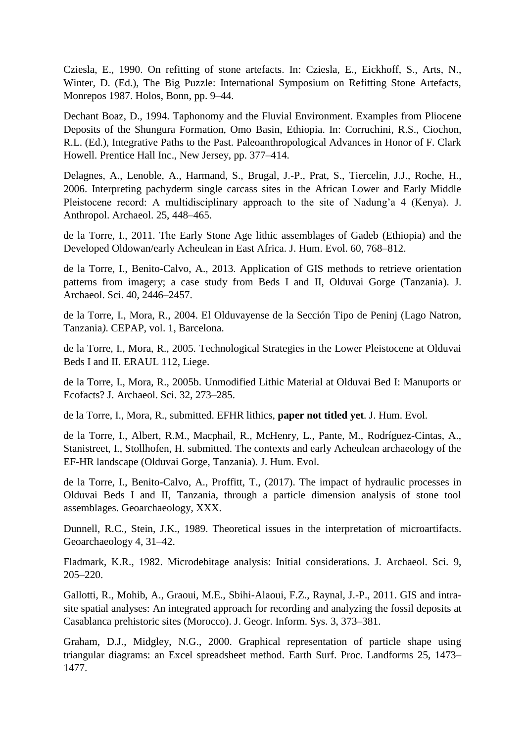Cziesla, E., 1990. On refitting of stone artefacts. In: Cziesla, E., Eickhoff, S., Arts, N., Winter, D. (Ed.), The Big Puzzle: International Symposium on Refitting Stone Artefacts, Monrepos 1987. Holos, Bonn, pp. 9–44.

Dechant Boaz, D., 1994. Taphonomy and the Fluvial Environment. Examples from Pliocene Deposits of the Shungura Formation, Omo Basin, Ethiopia. In: Corruchini, R.S., Ciochon, R.L. (Ed.), Integrative Paths to the Past. Paleoanthropological Advances in Honor of F. Clark Howell. Prentice Hall Inc., New Jersey, pp. 377–414.

Delagnes, A., Lenoble, A., Harmand, S., Brugal, J.-P., Prat, S., Tiercelin, J.J., Roche, H., 2006. Interpreting pachyderm single carcass sites in the African Lower and Early Middle Pleistocene record: A multidisciplinary approach to the site of Nadung'a 4 (Kenya). J. Anthropol. Archaeol. 25, 448–465.

de la Torre, I., 2011. The Early Stone Age lithic assemblages of Gadeb (Ethiopia) and the Developed Oldowan/early Acheulean in East Africa. J. Hum. Evol. 60, 768–812.

de la Torre, I., Benito-Calvo, A., 2013. Application of GIS methods to retrieve orientation patterns from imagery; a case study from Beds I and II, Olduvai Gorge (Tanzania). J. Archaeol. Sci. 40, 2446–2457.

de la Torre, I., Mora, R., 2004. El Olduvayense de la Sección Tipo de Peninj (Lago Natron, Tanzania). CEPAP, vol. 1, Barcelona.

de la Torre, I., Mora, R., 2005. Technological Strategies in the Lower Pleistocene at Olduvai Beds I and II. ERAUL 112, Liege.

de la Torre, I., Mora, R., 2005b. Unmodified Lithic Material at Olduvai Bed I: Manuports or Ecofacts? J. Archaeol. Sci. 32, 273–285.

de la Torre, I., Mora, R., submitted. EFHR lithics, **paper not titled yet**. J. Hum. Evol.

de la Torre, I., Albert, R.M., Macphail, R., McHenry, L., Pante, M., Rodríguez-Cintas, A., Stanistreet, I., Stollhofen, H. submitted. The contexts and early Acheulean archaeology of the EF-HR landscape (Olduvai Gorge, Tanzania). J. Hum. Evol.

de la Torre, I., Benito-Calvo, A., Proffitt, T., (2017). The impact of hydraulic processes in Olduvai Beds I and II, Tanzania, through a particle dimension analysis of stone tool assemblages. Geoarchaeology, XXX.

Dunnell, R.C., Stein, J.K., 1989. Theoretical issues in the interpretation of microartifacts. Geoarchaeology 4, 31–42.

Fladmark, K.R., 1982. Microdebitage analysis: Initial considerations. J. Archaeol. Sci. 9, 205–220.

Gallotti, R., Mohib, A., Graoui, M.E., Sbihi-Alaoui, F.Z., Raynal, J.-P., 2011. GIS and intra-site spatial analyses: An integrated approach for recording and analyzing the fossil deposits at Casablanca prehistoric sites (Morocco). J. Geogr. Inform. Sys. 3, 373–381.

Graham, D.J., Midgley, N.G., 2000. Graphical representation of particle shape using triangular diagrams: an Excel spreadsheet method. Earth Surf. Proc. Landforms 25, 1473–1477.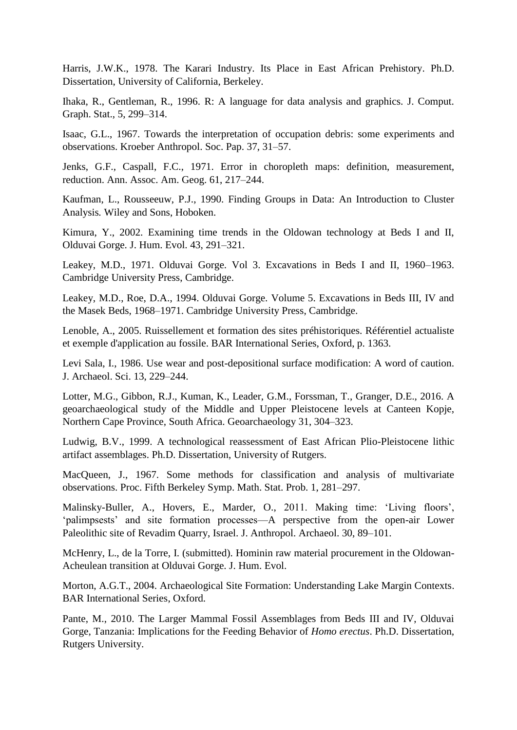Harris, J.W.K., 1978. The Karari Industry. Its Place in East African Prehistory. Ph.D. Dissertation, University of California, Berkeley.

Ihaka, R., Gentleman, R., 1996. R: A language for data analysis and graphics. J. Comput. Graph. Stat., 5, 299–314.

Isaac, G.L., 1967. Towards the interpretation of occupation debris: some experiments and observations. Kroeber Anthropol. Soc. Pap. 37, 31–57.

Jenks, G.F., Caspall, F.C., 1971. Error in choropleth maps: definition, measurement, reduction. Ann. Assoc. Am. Geog. 61, 217–244.

Kaufman, L., Rousseeuw, P.J., 1990. Finding Groups in Data: An Introduction to Cluster Analysis. Wiley and Sons, Hoboken.

Kimura, Y., 2002. Examining time trends in the Oldowan technology at Beds I and II, Olduvai Gorge. J. Hum. Evol. 43, 291–321.

Leakey, M.D., 1971. Olduvai Gorge. Vol 3. Excavations in Beds I and II, 1960–1963. Cambridge University Press, Cambridge.

Leakey, M.D., Roe, D.A., 1994. Olduvai Gorge. Volume 5. Excavations in Beds III, IV and the Masek Beds, 1968–1971. Cambridge University Press, Cambridge.

Lenoble, A., 2005. Ruissellement et formation des sites préhistoriques. Référentiel actualiste et exemple d'application au fossile. BAR International Series, Oxford, p. 1363.

Levi Sala, I., 1986. Use wear and post-depositional surface modification: A word of caution. J. Archaeol. Sci. 13, 229–244.

Lotter, M.G., Gibbon, R.J., Kuman, K., Leader, G.M., Forssman, T., Granger, D.E., 2016. A geoarchaeological study of the Middle and Upper Pleistocene levels at Canteen Kopje, Northern Cape Province, South Africa. Geoarchaeology 31, 304–323.

Ludwig, B.V., 1999. A technological reassessment of East African Plio-Pleistocene lithic artifact assemblages. Ph.D. Dissertation, University of Rutgers.

MacQueen, J., 1967. Some methods for classification and analysis of multivariate observations. Proc. Fifth Berkeley Symp. Math. Stat. Prob. 1, 281–297.

Malinsky-Buller, A., Hovers, E., Marder, O., 2011. Making time: 'Living floors', 'palimpsests' and site formation processes—A perspective from the open-air Lower Paleolithic site of Revadim Quarry, Israel. J. Anthropol. Archaeol. 30, 89–101.

McHenry, L., de la Torre, I. (submitted). Hominin raw material procurement in the Oldowan-Acheulean transition at Olduvai Gorge. J. Hum. Evol.

Morton, A.G.T., 2004. Archaeological Site Formation: Understanding Lake Margin Contexts. BAR International Series, Oxford.

Pante, M., 2010. The Larger Mammal Fossil Assemblages from Beds III and IV, Olduvai Gorge, Tanzania: Implications for the Feeding Behavior of *Homo erectus*. Ph.D. Dissertation, Rutgers University.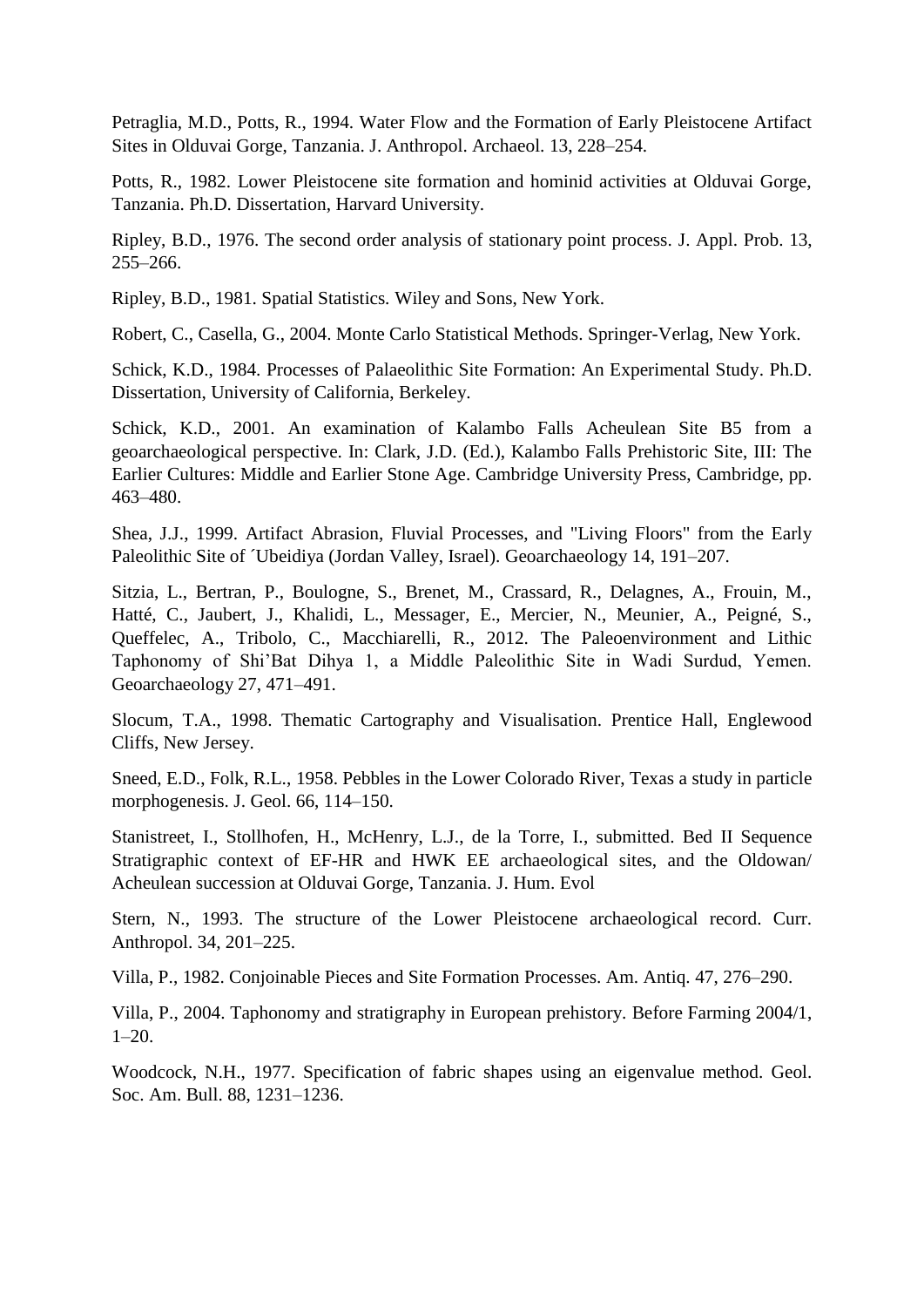Petraglia, M.D., Potts, R., 1994. Water Flow and the Formation of Early Pleistocene Artifact Sites in Olduvai Gorge, Tanzania. J. Anthropol. Archaeol. 13, 228–254.

Potts, R., 1982. Lower Pleistocene site formation and hominid activities at Olduvai Gorge, Tanzania. Ph.D. Dissertation, Harvard University.

Ripley, B.D., 1976. The second order analysis of stationary point process. J. Appl. Prob. 13, 255–266.

Ripley, B.D., 1981. Spatial Statistics. Wiley and Sons, New York.

Robert, C., Casella, G., 2004. Monte Carlo Statistical Methods. Springer-Verlag, New York.

Schick, K.D., 1984. Processes of Palaeolithic Site Formation: An Experimental Study. Ph.D. Dissertation, University of California, Berkeley.

Schick, K.D., 2001. An examination of Kalambo Falls Acheulean Site B5 from a geoarchaeological perspective. In: Clark, J.D. (Ed.), Kalambo Falls Prehistoric Site, III: The Earlier Cultures: Middle and Earlier Stone Age. Cambridge University Press, Cambridge, pp. 463–480.

Shea, J.J., 1999. Artifact Abrasion, Fluvial Processes, and "Living Floors" from the Early Paleolithic Site of ´Ubeidiya (Jordan Valley, Israel). Geoarchaeology 14, 191–207.

Sitzia, L., Bertran, P., Boulogne, S., Brenet, M., Crassard, R., Delagnes, A., Frouin, M., Hatté, C., Jaubert, J., Khalidi, L., Messager, E., Mercier, N., Meunier, A., Peigné, S., Queffelec, A., Tribolo, C., Macchiarelli, R., 2012. The Paleoenvironment and Lithic Taphonomy of Shi'Bat Dihya 1, a Middle Paleolithic Site in Wadi Surdud, Yemen. Geoarchaeology 27, 471–491.

Slocum, T.A., 1998. Thematic Cartography and Visualisation. Prentice Hall, Englewood Cliffs, New Jersey.

Sneed, E.D., Folk, R.L., 1958. Pebbles in the Lower Colorado River, Texas a study in particle morphogenesis. J. Geol. 66, 114–150.

Stanistreet, I., Stollhofen, H., McHenry, L.J., de la Torre, I., submitted. Bed II Sequence Stratigraphic context of EF-HR and HWK EE archaeological sites, and the Oldowan/ Acheulean succession at Olduvai Gorge, Tanzania. J. Hum. Evol

Stern, N., 1993. The structure of the Lower Pleistocene archaeological record. Curr. Anthropol. 34, 201–225.

Villa, P., 1982. Conjoinable Pieces and Site Formation Processes. Am. Antiq. 47, 276–290.

Villa, P., 2004. Taphonomy and stratigraphy in European prehistory. Before Farming 2004/1, 1–20.

Woodcock, N.H., 1977. Specification of fabric shapes using an eigenvalue method. Geol. Soc. Am. Bull. 88, 1231–1236.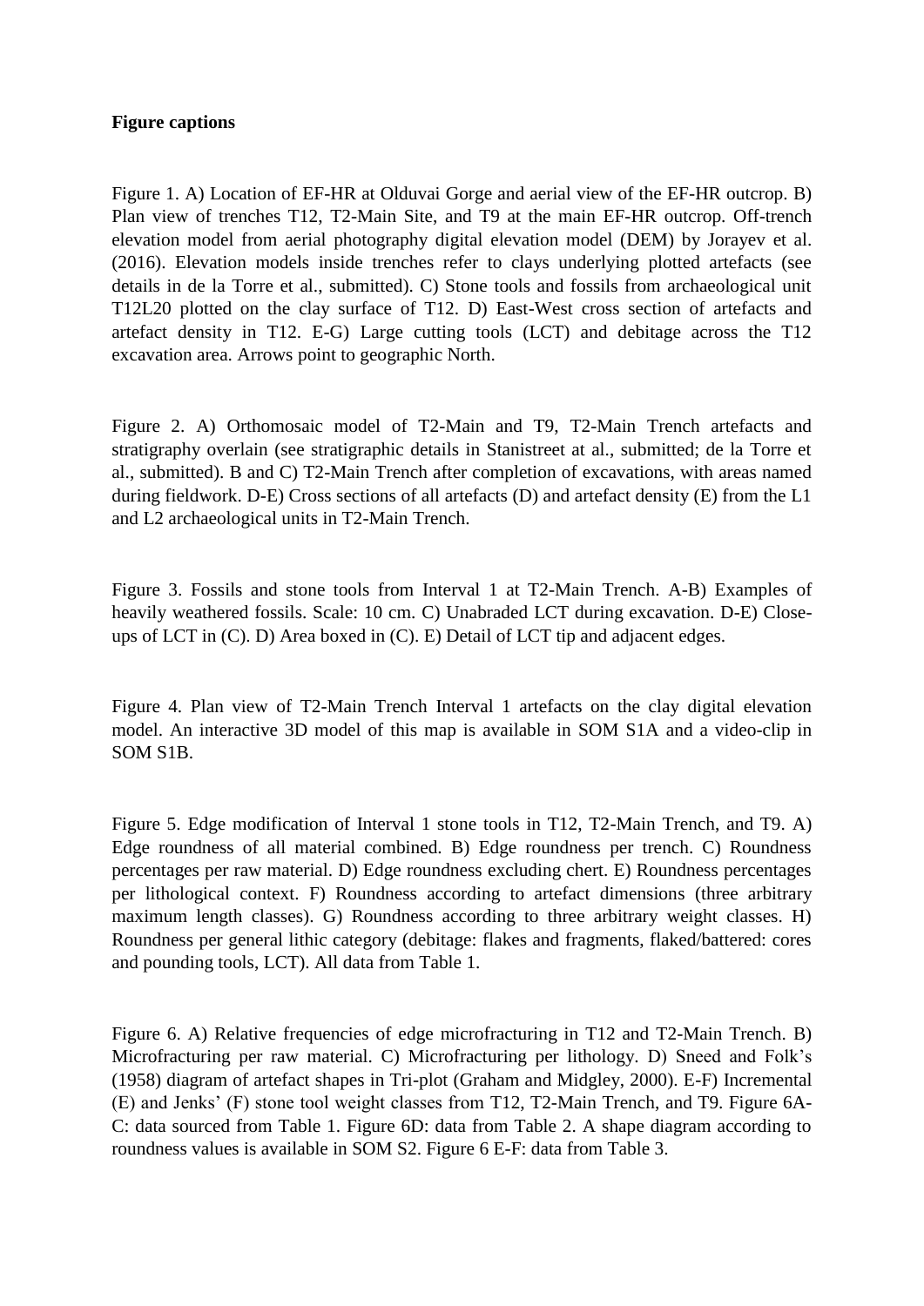**Figure captions**

Figure 1. A) Location of EF-HR at Olduvai Gorge and aerial view of the EF-HR outcrop. B) Plan view of trenches T12, T2-Main Site, and T9 at the main EF-HR outcrop. Off-trench elevation model from aerial photography digital elevation model (DEM) by Jorayev et al. (2016). Elevation models inside trenches refer to clays underlying plotted artefacts (see details in de la Torre et al., submitted). C) Stone tools and fossils from archaeological unit T12L20 plotted on the clay surface of T12. D) East-West cross section of artefacts and artefact density in T12. E-G) Large cutting tools (LCT) and debitage across the T12 excavation area. Arrows point to geographic North.

Figure 2. A) Orthomosaic model of T2-Main and T9, T2-Main Trench artefacts and stratigraphy overlain (see stratigraphic details in Stanistreet at al., submitted; de la Torre et al., submitted). B and C) T2-Main Trench after completion of excavations, with areas named during fieldwork. D-E) Cross sections of all artefacts (D) and artefact density (E) from the L1 and L2 archaeological units in T2-Main Trench.

Figure 3. Fossils and stone tools from Interval 1 at T2-Main Trench. A-B) Examples of heavily weathered fossils. Scale: 10 cm. C) Unabraded LCT during excavation. D-E) Close-ups of LCT in (C). D) Area boxed in (C). E) Detail of LCT tip and adjacent edges.

Figure 4. Plan view of T2-Main Trench Interval 1 artefacts on the clay digital elevation model. An interactive 3D model of this map is available in SOM S1A and a video-clip in SOM S1B.

Figure 5. Edge modification of Interval 1 stone tools in T12, T2-Main Trench, and T9. A) Edge roundness of all material combined. B) Edge roundness per trench. C) Roundness percentages per raw material. D) Edge roundness excluding chert. E) Roundness percentages per lithological context. F) Roundness according to artefact dimensions (three arbitrary maximum length classes). G) Roundness according to three arbitrary weight classes. H) Roundness per general lithic category (debitage: flakes and fragments, flaked/battered: cores and pounding tools, LCT). All data from Table 1.

Figure 6. A) Relative frequencies of edge microfracturing in T12 and T2-Main Trench. B) Microfracturing per raw material. C) Microfracturing per lithology. D) Sneed and Folk's (1958) diagram of artefact shapes in Tri-plot (Graham and Midgley, 2000). E-F) Incremental (E) and Jenks' (F) stone tool weight classes from T12, T2-Main Trench, and T9. Figure 6A-C: data sourced from Table 1. Figure 6D: data from Table 2. A shape diagram according to roundness values is available in SOM S2. Figure 6 E-F: data from Table 3.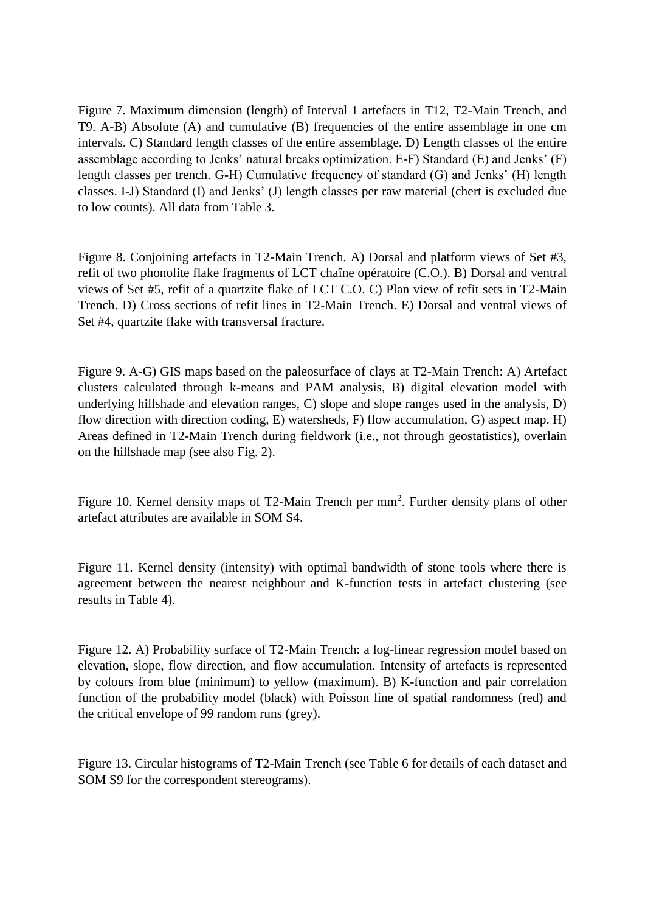Figure 7. Maximum dimension (length) of Interval 1 artefacts in T12, T2-Main Trench, and T9. A-B) Absolute (A) and cumulative (B) frequencies of the entire assemblage in one cm intervals. C) Standard length classes of the entire assemblage. D) Length classes of the entire assemblage according to Jenks' natural breaks optimization. E-F) Standard (E) and Jenks' (F) length classes per trench. G-H) Cumulative frequency of standard (G) and Jenks' (H) length classes. I-J) Standard (I) and Jenks' (J) length classes per raw material (chert is excluded due to low counts). All data from Table 3.

Figure 8. Conjoining artefacts in T2-Main Trench. A) Dorsal and platform views of Set #3, refit of two phonolite flake fragments of LCT chaîne opératoire (C.O.). B) Dorsal and ventral views of Set #5, refit of a quartzite flake of LCT C.O. C) Plan view of refit sets in T2-Main Trench. D) Cross sections of refit lines in T2-Main Trench. E) Dorsal and ventral views of Set #4, quartzite flake with transversal fracture.

Figure 9. A-G) GIS maps based on the paleosurface of clays at T2-Main Trench: A) Artefact clusters calculated through k-means and PAM analysis, B) digital elevation model with underlying hillshade and elevation ranges, C) slope and slope ranges used in the analysis, D) flow direction with direction coding, E) watersheds, F) flow accumulation, G) aspect map. H) Areas defined in T2-Main Trench during fieldwork (i.e., not through geostatistics), overlain on the hillshade map (see also Fig. 2).

Figure 10. Kernel density maps of T2-Main Trench per $mm^2$. Further density plans of other artefact attributes are available in SOM S4.

Figure 11. Kernel density (intensity) with optimal bandwidth of stone tools where there is agreement between the nearest neighbour and K-function tests in artefact clustering (see results in Table 4).

Figure 12. A) Probability surface of T2-Main Trench: a log-linear regression model based on elevation, slope, flow direction, and flow accumulation. Intensity of artefacts is represented by colours from blue (minimum) to yellow (maximum). B) K-function and pair correlation function of the probability model (black) with Poisson line of spatial randomness (red) and the critical envelope of 99 random runs (grey).

Figure 13. Circular histograms of T2-Main Trench (see Table 6 for details of each dataset and SOM S9 for the correspondent stereograms).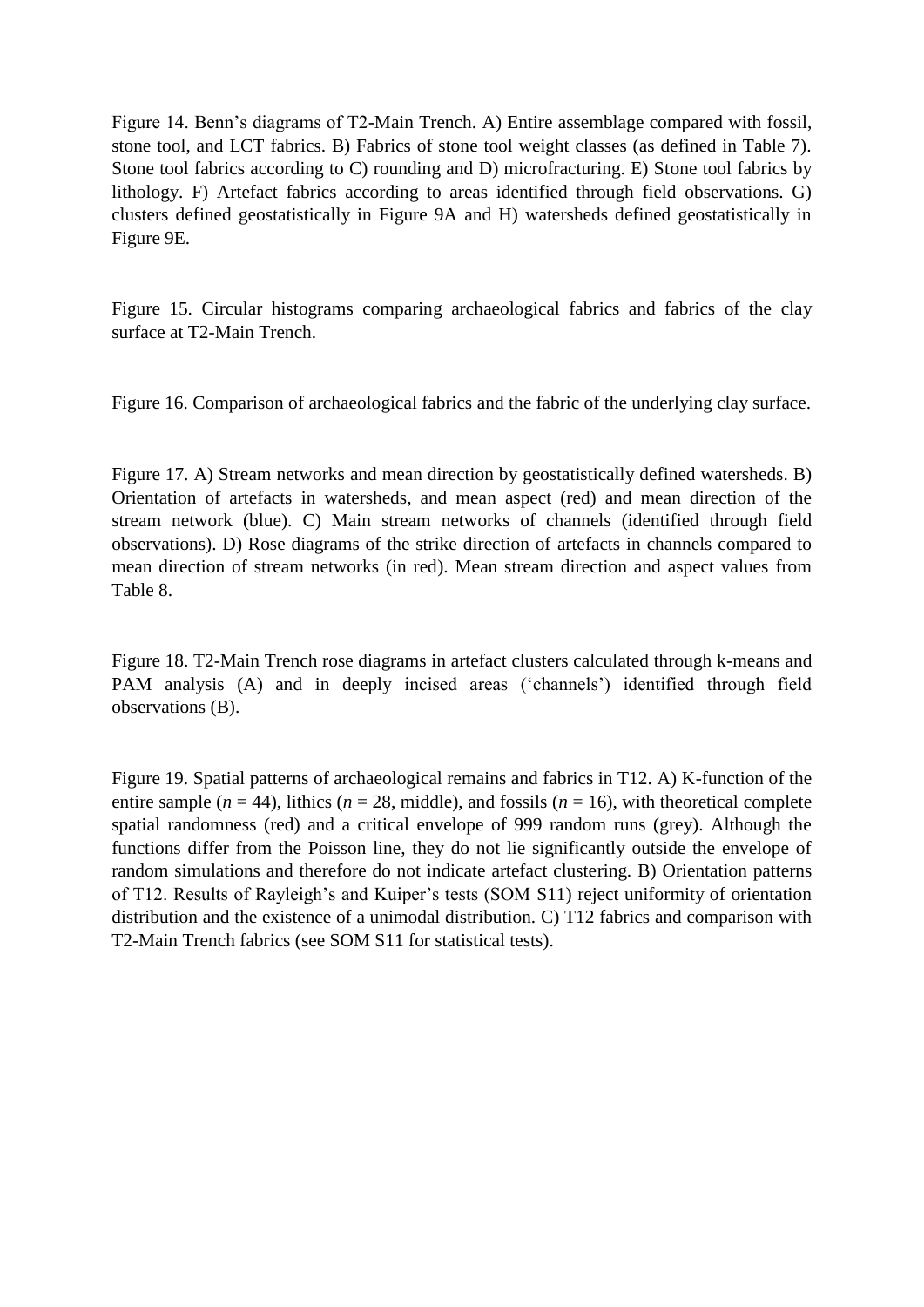Figure 14. Benn's diagrams of T2-Main Trench. A) Entire assemblage compared with fossil, stone tool, and LCT fabrics. B) Fabrics of stone tool weight classes (as defined in Table 7). Stone tool fabrics according to C) rounding and D) microfracturing. E) Stone tool fabrics by lithology. F) Artefact fabrics according to areas identified through field observations. G) clusters defined geostatistically in Figure 9A and H) watersheds defined geostatistically in Figure 9E.

Figure 15. Circular histograms comparing archaeological fabrics and fabrics of the clay surface at T2-Main Trench.

Figure 16. Comparison of archaeological fabrics and the fabric of the underlying clay surface.

Figure 17. A) Stream networks and mean direction by geostatistically defined watersheds. B) Orientation of artefacts in watersheds, and mean aspect (red) and mean direction of the stream network (blue). C) Main stream networks of channels (identified through field observations). D) Rose diagrams of the strike direction of artefacts in channels compared to mean direction of stream networks (in red). Mean stream direction and aspect values from Table 8.

Figure 18. T2-Main Trench rose diagrams in artefact clusters calculated through k-means and PAM analysis (A) and in deeply incised areas ('channels') identified through field observations (B).

Figure 19. Spatial patterns of archaeological remains and fabrics in T12. A) K-function of the entire sample ($n$ = 44), lithics ($n$ = 28, middle), and fossils ($n$ = 16), with theoretical complete spatial randomness (red) and a critical envelope of 999 random runs (grey). Although the functions differ from the Poisson line, they do not lie significantly outside the envelope of random simulations and therefore do not indicate artefact clustering. B) Orientation patterns of T12. Results of Rayleigh's and Kuiper's tests (SOM S11) reject uniformity of orientation distribution and the existence of a unimodal distribution. C) T12 fabrics and comparison with T2-Main Trench fabrics (see SOM S11 for statistical tests).